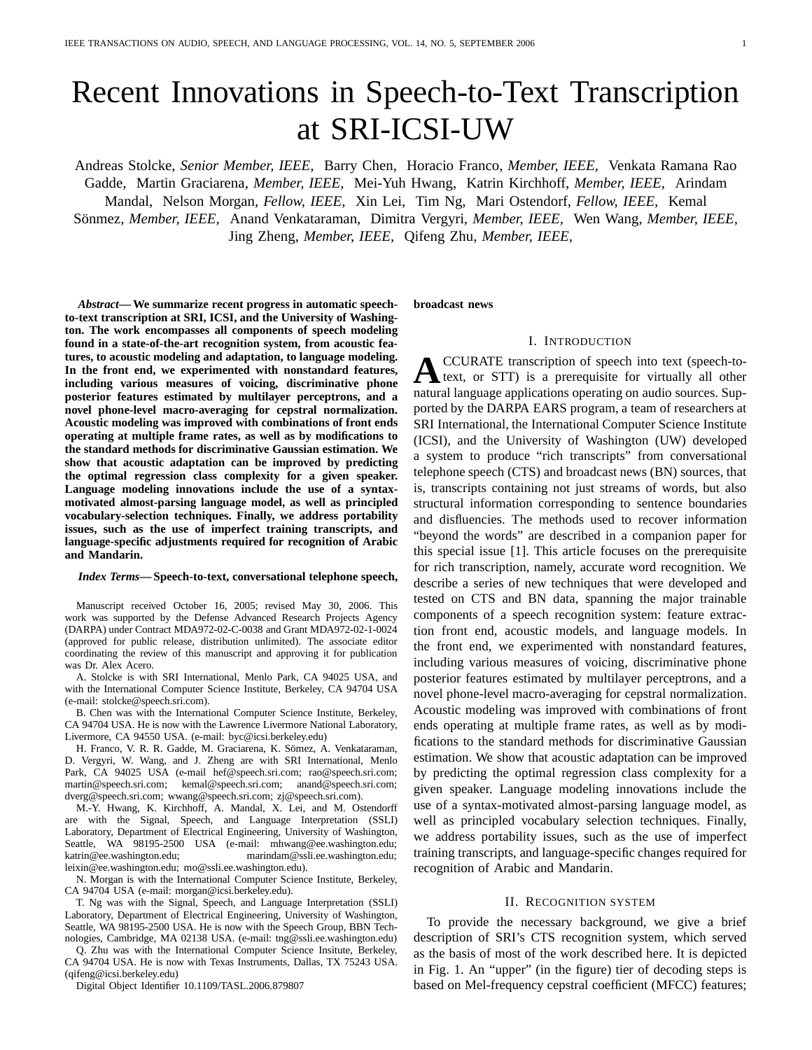# Recent Innovations in Speech-to-Text Transcription at SRI-ICSI-UW

Andreas Stolcke, *Senior Member, IEEE,* Barry Chen, Horacio Franco, *Member, IEEE,* Venkata Ramana Rao Gadde, Martin Graciarena, *Member, IEEE,* Mei-Yuh Hwang, Katrin Kirchhoff, *Member, IEEE,* Arindam Mandal, Nelson Morgan, *Fellow, IEEE,* Xin Lei, Tim Ng, Mari Ostendorf, *Fellow, IEEE,* Kemal Sönmez, *Member, IEEE,* Anand Venkataraman, Dimitra Vergyri, *Member, IEEE,* Wen Wang, *Member, IEEE,* Jing Zheng, *Member, IEEE,* Qifeng Zhu, *Member, IEEE,*

***Abstract*— We summarize recent progress in automatic speech-to-text transcription at SRI, ICSI, and the University of Washington. The work encompasses all components of speech modeling found in a state-of-the-art recognition system, from acoustic features, to acoustic modeling and adaptation, to language modeling. In the front end, we experimented with nonstandard features, including various measures of voicing, discriminative phone posterior features estimated by multilayer perceptrons, and a novel phone-level macro-averaging for cepstral normalization. Acoustic modeling was improved with combinations of front ends operating at multiple frame rates, as well as by modifications to the standard methods for discriminative Gaussian estimation. We show that acoustic adaptation can be improved by predicting the optimal regression class complexity for a given speaker. Language modeling innovations include the use of a syntax-motivated almost-parsing language model, as well as principled vocabulary-selection techniques. Finally, we address portability issues, such as the use of imperfect training transcripts, and language-specific adjustments required for recognition of Arabic and Mandarin.**

***Index Terms*— Speech-to-text, conversational telephone speech, broadcast news**

Manuscript received October 16, 2005; revised May 30, 2006. This work was supported by the Defense Advanced Research Projects Agency (DARPA) under Contract MDA972-02-C-0038 and Grant MDA972-02-1-0024 (approved for public release, distribution unlimited). The associate editor coordinating the review of this manuscript and approving it for publication was Dr. Alex Acero.

A. Stolcke is with SRI International, Menlo Park, CA 94025 USA, and with the International Computer Science Institute, Berkeley, CA 94704 USA (e-mail: stolcke@speech.sri.com).

B. Chen was with the International Computer Science Institute, Berkeley, CA 94704 USA. He is now with the Lawrence Livermore National Laboratory, Livermore, CA 94550 USA. (e-mail: byc@icsi.berkeley.edu)

H. Franco, V. R. R. Gadde, M. Graciarena, K. Sömez, A. Venkataraman, D. Vergyri, W. Wang, and J. Zheng are with SRI International, Menlo Park, CA 94025 USA (e-mail hef@speech.sri.com; rao@speech.sri.com; martin@speech.sri.com; kemal@speech.sri.com; anand@speech.sri.com; dverg@speech.sri.com; wwang@speech.sri.com; zj@speech.sri.com).

M.-Y. Hwang, K. Kirchhoff, A. Mandal, X. Lei, and M. Ostendorff are with the Signal, Speech, and Language Interpretation (SSLI) Laboratory, Department of Electrical Engineering, University of Washington, Seattle, WA 98195-2500 USA (e-mail: mhwang@ee.washington.edu; katrin@ee.washington.edu; marindam@ssli.ee.washington.edu; leixin@ee.washington.edu; mo@ssli.ee.washington.edu).

N. Morgan is with the International Computer Science Institute, Berkeley, CA 94704 USA (e-mail: morgan@icsi.berkeley.edu).

T. Ng was with the Signal, Speech, and Language Interpretation (SSLI) Laboratory, Department of Electrical Engineering, University of Washington, Seattle, WA 98195-2500 USA. He is now with the Speech Group, BBN Technologies, Cambridge, MA 02138 USA. (e-mail: tng@ssli.ee.washington.edu)

Q. Zhu was with the International Computer Science Insitute, Berkeley, CA 94704 USA. He is now with Texas Instruments, Dallas, TX 75243 USA. (qifeng@icsi.berkeley.edu)

Digital Object Identifier 10.1109/TASL.2006.879807

## I. Introduction

ACCURATE transcription of speech into text (speech-to-text, or STT) is a prerequisite for virtually all other natural language applications operating on audio sources. Supported by the DARPA EARS program, a team of researchers at SRI International, the International Computer Science Institute (ICSI), and the University of Washington (UW) developed a system to produce "rich transcripts" from conversational telephone speech (CTS) and broadcast news (BN) sources, that is, transcripts containing not just streams of words, but also structural information corresponding to sentence boundaries and disfluencies. The methods used to recover information "beyond the words" are described in a companion paper for this special issue [1]. This article focuses on the prerequisite for rich transcription, namely, accurate word recognition. We describe a series of new techniques that were developed and tested on CTS and BN data, spanning the major trainable components of a speech recognition system: feature extraction front end, acoustic models, and language models. In the front end, we experimented with nonstandard features, including various measures of voicing, discriminative phone posterior features estimated by multilayer perceptrons, and a novel phone-level macro-averaging for cepstral normalization. Acoustic modeling was improved with combinations of front ends operating at multiple frame rates, as well as by modifications to the standard methods for discriminative Gaussian estimation. We show that acoustic adaptation can be improved by predicting the optimal regression class complexity for a given speaker. Language modeling innovations include the use of a syntax-motivated almost-parsing language model, as well as principled vocabulary selection techniques. Finally, we address portability issues, such as the use of imperfect training transcripts, and language-specific changes required for recognition of Arabic and Mandarin.

## II. Recognition system

To provide the necessary background, we give a brief description of SRI's CTS recognition system, which served as the basis of most of the work described here. It is depicted in Fig. 1. An "upper" (in the figure) tier of decoding steps is based on Mel-frequency cepstral coefficient (MFCC) features;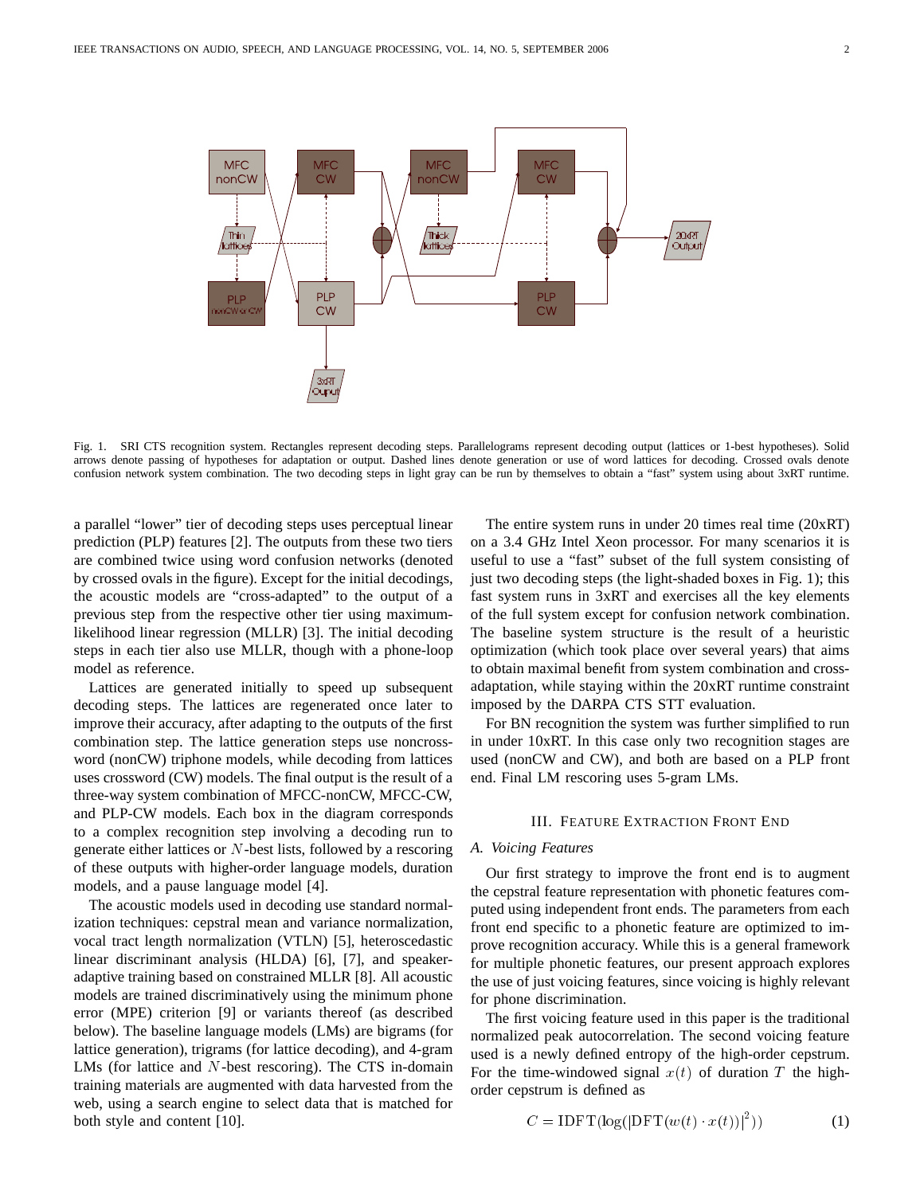Fig. 1. SRI CTS recognition system. Rectangles represent decoding steps. Parallelograms represent decoding output (lattices or 1-best hypotheses). Solid arrows denote passing of hypotheses for adaptation or output. Dashed lines denote generation or use of word lattices for decoding. Crossed ovals denote confusion network system combination. The two decoding steps in light gray can be run by themselves to obtain a "fast" system using about 3xRT runtime.

a parallel "lower" tier of decoding steps uses perceptual linear prediction (PLP) features [2]. The outputs from these two tiers are combined twice using word confusion networks (denoted by crossed ovals in the figure). Except for the initial decodings, the acoustic models are "cross-adapted" to the output of a previous step from the respective other tier using maximum-likelihood linear regression (MLLR) [3]. The initial decoding steps in each tier also use MLLR, though with a phone-loop model as reference.

Lattices are generated initially to speed up subsequent decoding steps. The lattices are regenerated once later to improve their accuracy, after adapting to the outputs of the first combination step. The lattice generation steps use noncrossword (nonCW) triphone models, while decoding from lattices uses crossword (CW) models. The final output is the result of a three-way system combination of MFCC-nonCW, MFCC-CW, and PLP-CW models. Each box in the diagram corresponds to a complex recognition step involving a decoding run to generate either lattices or $N$-best lists, followed by a rescoring of these outputs with higher-order language models, duration models, and a pause language model [4].

The acoustic models used in decoding use standard normalization techniques: cepstral mean and variance normalization, vocal tract length normalization (VTLN) [5], heteroscedastic linear discriminant analysis (HLDA) [6], [7], and speaker-adaptive training based on constrained MLLR [8]. All acoustic models are trained discriminatively using the minimum phone error (MPE) criterion [9] or variants thereof (as described below). The baseline language models (LMs) are bigrams (for lattice generation), trigrams (for lattice decoding), and 4-gram LMs (for lattice and $N$-best rescoring). The CTS in-domain training materials are augmented with data harvested from the web, using a search engine to select data that is matched for both style and content [10].

The entire system runs in under 20 times real time (20xRT) on a 3.4 GHz Intel Xeon processor. For many scenarios it is useful to use a "fast" subset of the full system consisting of just two decoding steps (the light-shaded boxes in Fig. 1); this fast system runs in 3xRT and exercises all the key elements of the full system except for confusion network combination. The baseline system structure is the result of a heuristic optimization (which took place over several years) that aims to obtain maximal benefit from system combination and cross-adaptation, while staying within the 20xRT runtime constraint imposed by the DARPA CTS STT evaluation.

For BN recognition the system was further simplified to run in under 10xRT. In this case only two recognition stages are used (nonCW and CW), and both are based on a PLP front end. Final LM rescoring uses 5-gram LMs.

## III. Feature Extraction Front End

### A. Voicing Features

Our first strategy to improve the front end is to augment the cepstral feature representation with phonetic features computed using independent front ends. The parameters from each front end specific to a phonetic feature are optimized to improve recognition accuracy. While this is a general framework for multiple phonetic features, our present approach explores the use of just voicing features, since voicing is highly relevant for phone discrimination.

The first voicing feature used in this paper is the traditional normalized peak autocorrelation. The second voicing feature used is a newly defined entropy of the high-order cepstrum. For the time-windowed signal $x(t)$ of duration $T$ the high-order cepstrum is defined as

$$C = \mathrm{IDFT}(\log(|\mathrm{DFT}(w(t) \cdot x(t))|^2)) \tag{1}$$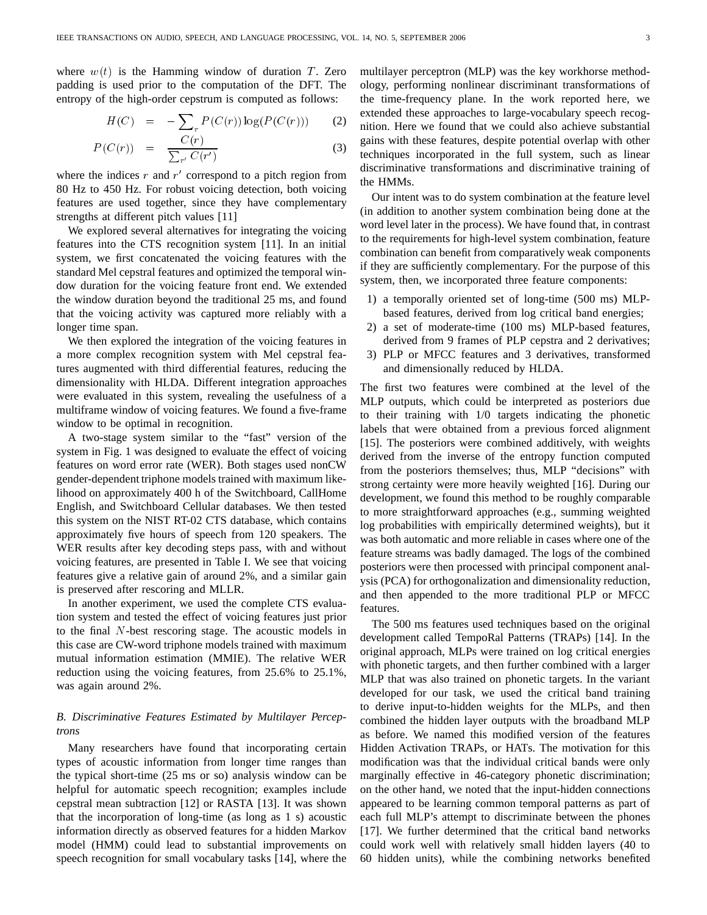where $w(t)$ is the Hamming window of duration $T$. Zero padding is used prior to the computation of the DFT. The entropy of the high-order cepstrum is computed as follows:

$$H(C) = -\sum_r P(C(r)) \log(P(C(r))) \tag{2}$$

$$P(C(r)) = \frac{C(r)}{\sum_{r'} C(r')} \tag{3}$$

where the indices $r$ and $r'$ correspond to a pitch region from 80 Hz to 450 Hz. For robust voicing detection, both voicing features are used together, since they have complementary strengths at different pitch values [11]

We explored several alternatives for integrating the voicing features into the CTS recognition system [11]. In an initial system, we first concatenated the voicing features with the standard Mel cepstral features and optimized the temporal window duration for the voicing feature front end. We extended the window duration beyond the traditional 25 ms, and found that the voicing activity was captured more reliably with a longer time span.

We then explored the integration of the voicing features in a more complex recognition system with Mel cepstral features augmented with third differential features, reducing the dimensionality with HLDA. Different integration approaches were evaluated in this system, revealing the usefulness of a multiframe window of voicing features. We found a five-frame window to be optimal in recognition.

A two-stage system similar to the "fast" version of the system in Fig. 1 was designed to evaluate the effect of voicing features on word error rate (WER). Both stages used nonCW gender-dependent triphone models trained with maximum likelihood on approximately 400 h of the Switchboard, CallHome English, and Switchboard Cellular databases. We then tested this system on the NIST RT-02 CTS database, which contains approximately five hours of speech from 120 speakers. The WER results after key decoding steps pass, with and without voicing features, are presented in Table I. We see that voicing features give a relative gain of around 2%, and a similar gain is preserved after rescoring and MLLR.

In another experiment, we used the complete CTS evaluation system and tested the effect of voicing features just prior to the final $N$-best rescoring stage. The acoustic models in this case are CW-word triphone models trained with maximum mutual information estimation (MMIE). The relative WER reduction using the voicing features, from 25.6% to 25.1%, was again around 2%.

### *B. Discriminative Features Estimated by Multilayer Perceptrons*

Many researchers have found that incorporating certain types of acoustic information from longer time ranges than the typical short-time (25 ms or so) analysis window can be helpful for automatic speech recognition; examples include cepstral mean subtraction [12] or RASTA [13]. It was shown that the incorporation of long-time (as long as 1 s) acoustic information directly as observed features for a hidden Markov model (HMM) could lead to substantial improvements on speech recognition for small vocabulary tasks [14], where the multilayer perceptron (MLP) was the key workhorse methodology, performing nonlinear discriminant transformations of the time-frequency plane. In the work reported here, we extended these approaches to large-vocabulary speech recognition. Here we found that we could also achieve substantial gains with these features, despite potential overlap with other techniques incorporated in the full system, such as linear discriminative transformations and discriminative training of the HMMs.

Our intent was to do system combination at the feature level (in addition to another system combination being done at the word level later in the process). We have found that, in contrast to the requirements for high-level system combination, feature combination can benefit from comparatively weak components if they are sufficiently complementary. For the purpose of this system, then, we incorporated three feature components:

1) a temporally oriented set of long-time (500 ms) MLP-based features, derived from log critical band energies;
2) a set of moderate-time (100 ms) MLP-based features, derived from 9 frames of PLP cepstra and 2 derivatives;
3) PLP or MFCC features and 3 derivatives, transformed and dimensionally reduced by HLDA.

The first two features were combined at the level of the MLP outputs, which could be interpreted as posteriors due to their training with 1/0 targets indicating the phonetic labels that were obtained from a previous forced alignment [15]. The posteriors were combined additively, with weights derived from the inverse of the entropy function computed from the posteriors themselves; thus, MLP "decisions" with strong certainty were more heavily weighted [16]. During our development, we found this method to be roughly comparable to more straightforward approaches (e.g., summing weighted log probabilities with empirically determined weights), but it was both automatic and more reliable in cases where one of the feature streams was badly damaged. The logs of the combined posteriors were then processed with principal component analysis (PCA) for orthogonalization and dimensionality reduction, and then appended to the more traditional PLP or MFCC features.

The 500 ms features used techniques based on the original development called TempoRal Patterns (TRAPs) [14]. In the original approach, MLPs were trained on log critical energies with phonetic targets, and then further combined with a larger MLP that was also trained on phonetic targets. In the variant developed for our task, we used the critical band training to derive input-to-hidden weights for the MLPs, and then combined the hidden layer outputs with the broadband MLP as before. We named this modified version of the features Hidden Activation TRAPs, or HATs. The motivation for this modification was that the individual critical bands were only marginally effective in 46-category phonetic discrimination; on the other hand, we noted that the input-hidden connections appeared to be learning common temporal patterns as part of each full MLP's attempt to discriminate between the phones [17]. We further determined that the critical band networks could work well with relatively small hidden layers (40 to 60 hidden units), while the combining networks benefited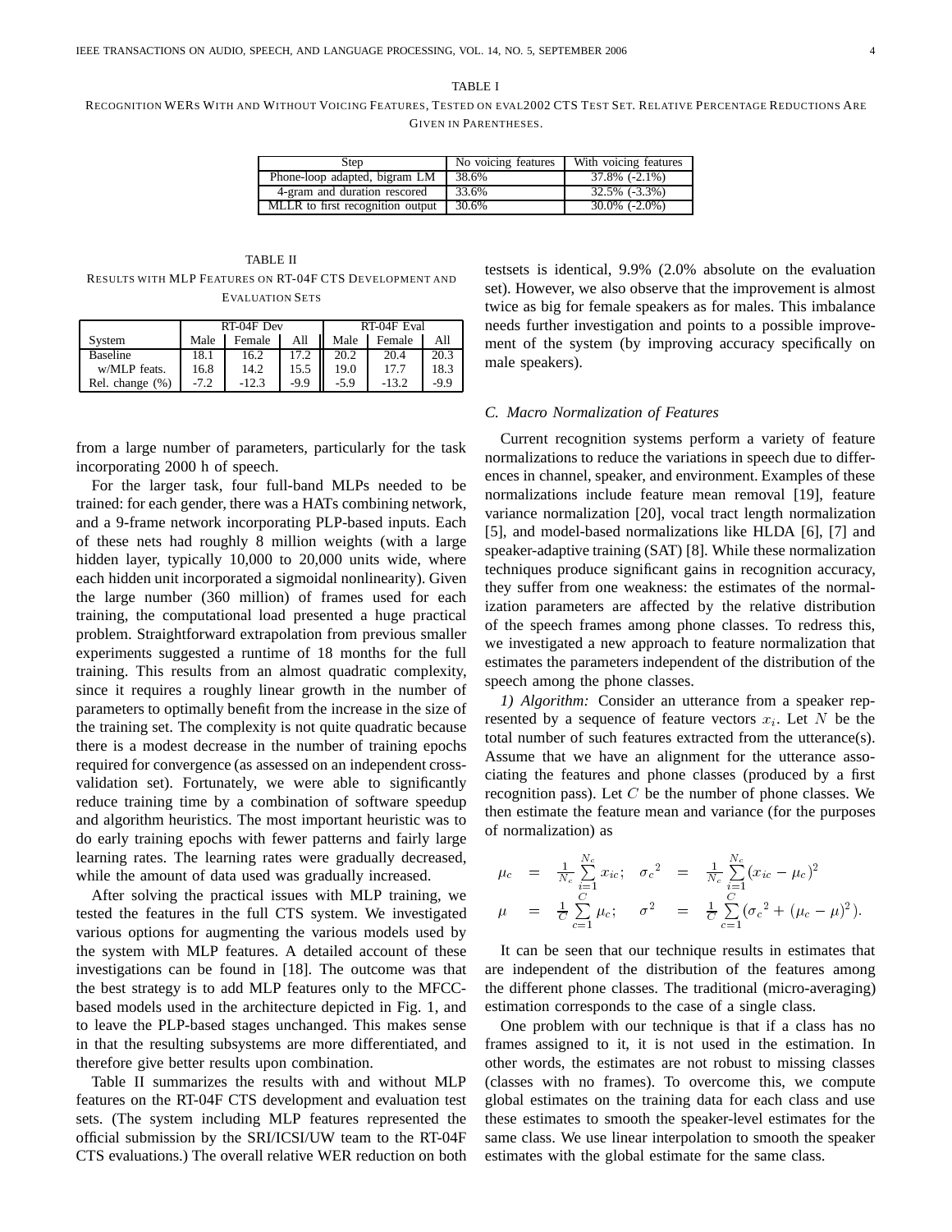TABLE I

RECOGNITION WERS WITH AND WITHOUT VOICING FEATURES, TESTED ON EVAL2002 CTS TEST SET. RELATIVE PERCENTAGE REDUCTIONS ARE GIVEN IN PARENTHESES.

| Step | No voicing features | With voicing features |
|---|---|---|
| Phone-loop adapted, bigram LM | 38.6% | 37.8% (-2.1%) |
| 4-gram and duration rescored | 33.6% | 32.5% (-3.3%) |
| MLLR to first recognition output | 30.6% | 30.0% (-2.0%) |

TABLE II

RESULTS WITH MLP FEATURES ON RT-04F CTS DEVELOPMENT AND EVALUATION SETS

| | RT-04F Dev | | | RT-04F Eval | | |
|---|---|---|---|---|---|---|
| System | Male | Female | All | Male | Female | All |
| Baseline | 18.1 | 16.2 | 17.2 | 20.2 | 20.4 | 20.3 |
| w/MLP feats. | 16.8 | 14.2 | 15.5 | 19.0 | 17.7 | 18.3 |
| Rel. change (%) | -7.2 | -12.3 | -9.9 | -5.9 | -13.2 | -9.9 |

from a large number of parameters, particularly for the task incorporating 2000 h of speech.

For the larger task, four full-band MLPs needed to be trained: for each gender, there was a HATs combining network, and a 9-frame network incorporating PLP-based inputs. Each of these nets had roughly 8 million weights (with a large hidden layer, typically 10,000 to 20,000 units wide, where each hidden unit incorporated a sigmoidal nonlinearity). Given the large number (360 million) of frames used for each training, the computational load presented a huge practical problem. Straightforward extrapolation from previous smaller experiments suggested a runtime of 18 months for the full training. This results from an almost quadratic complexity, since it requires a roughly linear growth in the number of parameters to optimally benefit from the increase in the size of the training set. The complexity is not quite quadratic because there is a modest decrease in the number of training epochs required for convergence (as assessed on an independent cross-validation set). Fortunately, we were able to significantly reduce training time by a combination of software speedup and algorithm heuristics. The most important heuristic was to do early training epochs with fewer patterns and fairly large learning rates. The learning rates were gradually decreased, while the amount of data used was gradually increased.

After solving the practical issues with MLP training, we tested the features in the full CTS system. We investigated various options for augmenting the various models used by the system with MLP features. A detailed account of these investigations can be found in [18]. The outcome was that the best strategy is to add MLP features only to the MFCC-based models used in the architecture depicted in Fig. 1, and to leave the PLP-based stages unchanged. This makes sense in that the resulting subsystems are more differentiated, and therefore give better results upon combination.

Table II summarizes the results with and without MLP features on the RT-04F CTS development and evaluation test sets. (The system including MLP features represented the official submission by the SRI/ICSI/UW team to the RT-04F CTS evaluations.) The overall relative WER reduction on both testsets is identical, 9.9% (2.0% absolute on the evaluation set). However, we also observe that the improvement is almost twice as big for female speakers as for males. This imbalance needs further investigation and points to a possible improvement of the system (by improving accuracy specifically on male speakers).

### C. Macro Normalization of Features

Current recognition systems perform a variety of feature normalizations to reduce the variations in speech due to differences in channel, speaker, and environment. Examples of these normalizations include feature mean removal [19], feature variance normalization [20], vocal tract length normalization [5], and model-based normalizations like HLDA [6], [7] and speaker-adaptive training (SAT) [8]. While these normalization techniques produce significant gains in recognition accuracy, they suffer from one weakness: the estimates of the normalization parameters are affected by the relative distribution of the speech frames among phone classes. To redress this, we investigated a new approach to feature normalization that estimates the parameters independent of the distribution of the speech among the phone classes.

*1) Algorithm:* Consider an utterance from a speaker represented by a sequence of feature vectors $x_i$. Let $N$ be the total number of such features extracted from the utterance(s). Assume that we have an alignment for the utterance associating the features and phone classes (produced by a first recognition pass). Let $C$ be the number of phone classes. We then estimate the feature mean and variance (for the purposes of normalization) as

$$
\begin{aligned}
\mu_c &= \frac{1}{N_c}\sum_{i=1}^{N_c} x_{ic}; \quad & {\sigma_c}^2 &= \frac{1}{N_c}\sum_{i=1}^{N_c}(x_{ic}-\mu_c)^2 \\
\mu &= \frac{1}{C}\sum_{c=1}^{C}\mu_c; \quad & \sigma^2 &= \frac{1}{C}\sum_{c=1}^{C}({\sigma_c}^2+(\mu_c-\mu)^2).
\end{aligned}
$$

It can be seen that our technique results in estimates that are independent of the distribution of the features among the different phone classes. The traditional (micro-averaging) estimation corresponds to the case of a single class.

One problem with our technique is that if a class has no frames assigned to it, it is not used in the estimation. In other words, the estimates are not robust to missing classes (classes with no frames). To overcome this, we compute global estimates on the training data for each class and use these estimates to smooth the speaker-level estimates for the same class. We use linear interpolation to smooth the speaker estimates with the global estimate for the same class.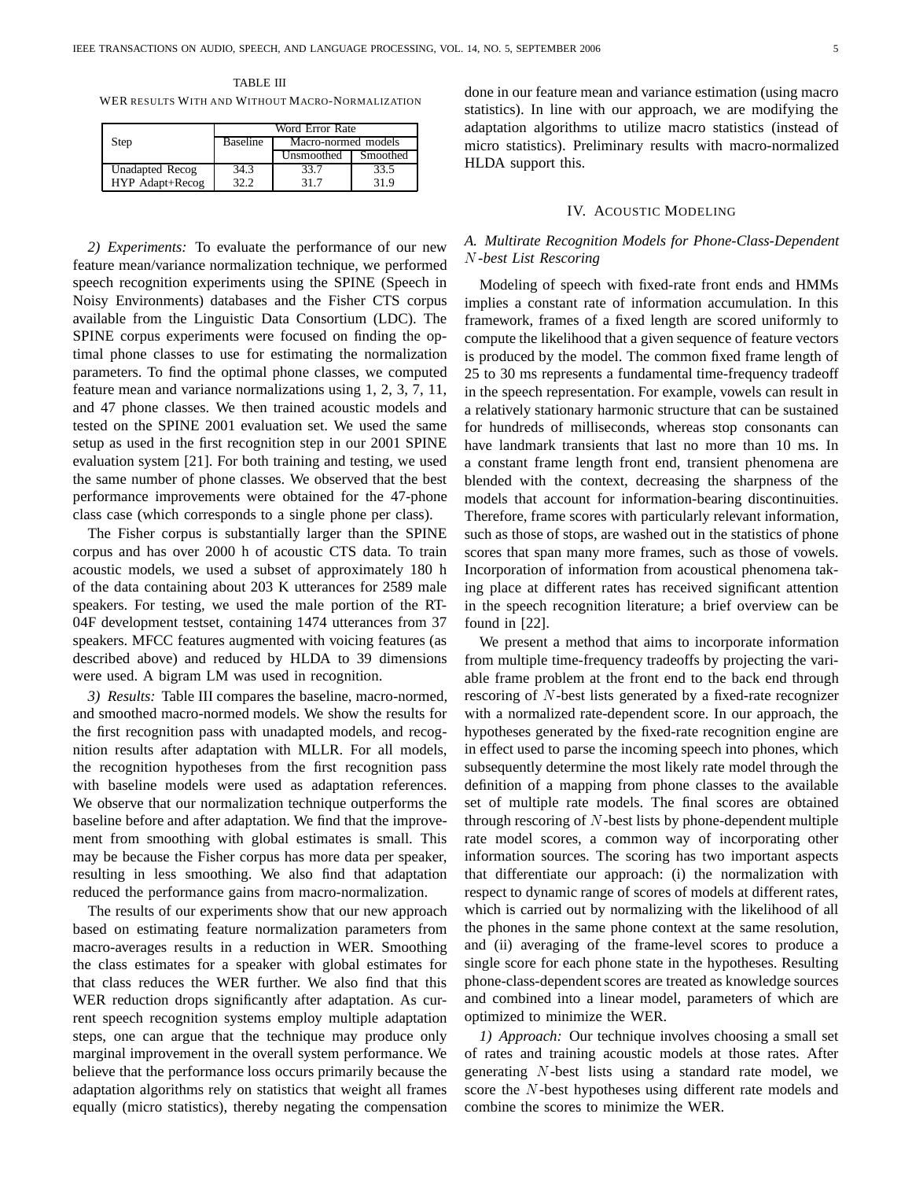TABLE III
WER results With and Without Macro-Normalization

| Step | Word Error Rate | | |
|---|---|---|---|
| | Baseline | Macro-normed models | |
| | | Unsmoothed | Smoothed |
| Unadapted Recog | 34.3 | 33.7 | 33.5 |
| HYP Adapt+Recog | 32.2 | 31.7 | 31.9 |

*2) Experiments:* To evaluate the performance of our new feature mean/variance normalization technique, we performed speech recognition experiments using the SPINE (Speech in Noisy Environments) databases and the Fisher CTS corpus available from the Linguistic Data Consortium (LDC). The SPINE corpus experiments were focused on finding the optimal phone classes to use for estimating the normalization parameters. To find the optimal phone classes, we computed feature mean and variance normalizations using 1, 2, 3, 7, 11, and 47 phone classes. We then trained acoustic models and tested on the SPINE 2001 evaluation set. We used the same setup as used in the first recognition step in our 2001 SPINE evaluation system [21]. For both training and testing, we used the same number of phone classes. We observed that the best performance improvements were obtained for the 47-phone class case (which corresponds to a single phone per class).

The Fisher corpus is substantially larger than the SPINE corpus and has over 2000 h of acoustic CTS data. To train acoustic models, we used a subset of approximately 180 h of the data containing about 203 K utterances for 2589 male speakers. For testing, we used the male portion of the RT-04F development testset, containing 1474 utterances from 37 speakers. MFCC features augmented with voicing features (as described above) and reduced by HLDA to 39 dimensions were used. A bigram LM was used in recognition.

*3) Results:* Table III compares the baseline, macro-normed, and smoothed macro-normed models. We show the results for the first recognition pass with unadapted models, and recognition results after adaptation with MLLR. For all models, the recognition hypotheses from the first recognition pass with baseline models were used as adaptation references. We observe that our normalization technique outperforms the baseline before and after adaptation. We find that the improvement from smoothing with global estimates is small. This may be because the Fisher corpus has more data per speaker, resulting in less smoothing. We also find that adaptation reduced the performance gains from macro-normalization.

The results of our experiments show that our new approach based on estimating feature normalization parameters from macro-averages results in a reduction in WER. Smoothing the class estimates for a speaker with global estimates for that class reduces the WER further. We also find that this WER reduction drops significantly after adaptation. As current speech recognition systems employ multiple adaptation steps, one can argue that the technique may produce only marginal improvement in the overall system performance. We believe that the performance loss occurs primarily because the adaptation algorithms rely on statistics that weight all frames equally (micro statistics), thereby negating the compensation done in our feature mean and variance estimation (using macro statistics). In line with our approach, we are modifying the adaptation algorithms to utilize macro statistics (instead of micro statistics). Preliminary results with macro-normalized HLDA support this.

# IV. Acoustic Modeling

## A. Multirate Recognition Models for Phone-Class-Dependent $N$-best List Rescoring

Modeling of speech with fixed-rate front ends and HMMs implies a constant rate of information accumulation. In this framework, frames of a fixed length are scored uniformly to compute the likelihood that a given sequence of feature vectors is produced by the model. The common fixed frame length of 25 to 30 ms represents a fundamental time-frequency tradeoff in the speech representation. For example, vowels can result in a relatively stationary harmonic structure that can be sustained for hundreds of milliseconds, whereas stop consonants can have landmark transients that last no more than 10 ms. In a constant frame length front end, transient phenomena are blended with the context, decreasing the sharpness of the models that account for information-bearing discontinuities. Therefore, frame scores with particularly relevant information, such as those of stops, are washed out in the statistics of phone scores that span many more frames, such as those of vowels. Incorporation of information from acoustical phenomena taking place at different rates has received significant attention in the speech recognition literature; a brief overview can be found in [22].

We present a method that aims to incorporate information from multiple time-frequency tradeoffs by projecting the variable frame problem at the front end to the back end through rescoring of $N$-best lists generated by a fixed-rate recognizer with a normalized rate-dependent score. In our approach, the hypotheses generated by the fixed-rate recognition engine are in effect used to parse the incoming speech into phones, which subsequently determine the most likely rate model through the definition of a mapping from phone classes to the available set of multiple rate models. The final scores are obtained through rescoring of $N$-best lists by phone-dependent multiple rate model scores, a common way of incorporating other information sources. The scoring has two important aspects that differentiate our approach: (i) the normalization with respect to dynamic range of scores of models at different rates, which is carried out by normalizing with the likelihood of all the phones in the same phone context at the same resolution, and (ii) averaging of the frame-level scores to produce a single score for each phone state in the hypotheses. Resulting phone-class-dependent scores are treated as knowledge sources and combined into a linear model, parameters of which are optimized to minimize the WER.

*1) Approach:* Our technique involves choosing a small set of rates and training acoustic models at those rates. After generating $N$-best lists using a standard rate model, we score the $N$-best hypotheses using different rate models and combine the scores to minimize the WER.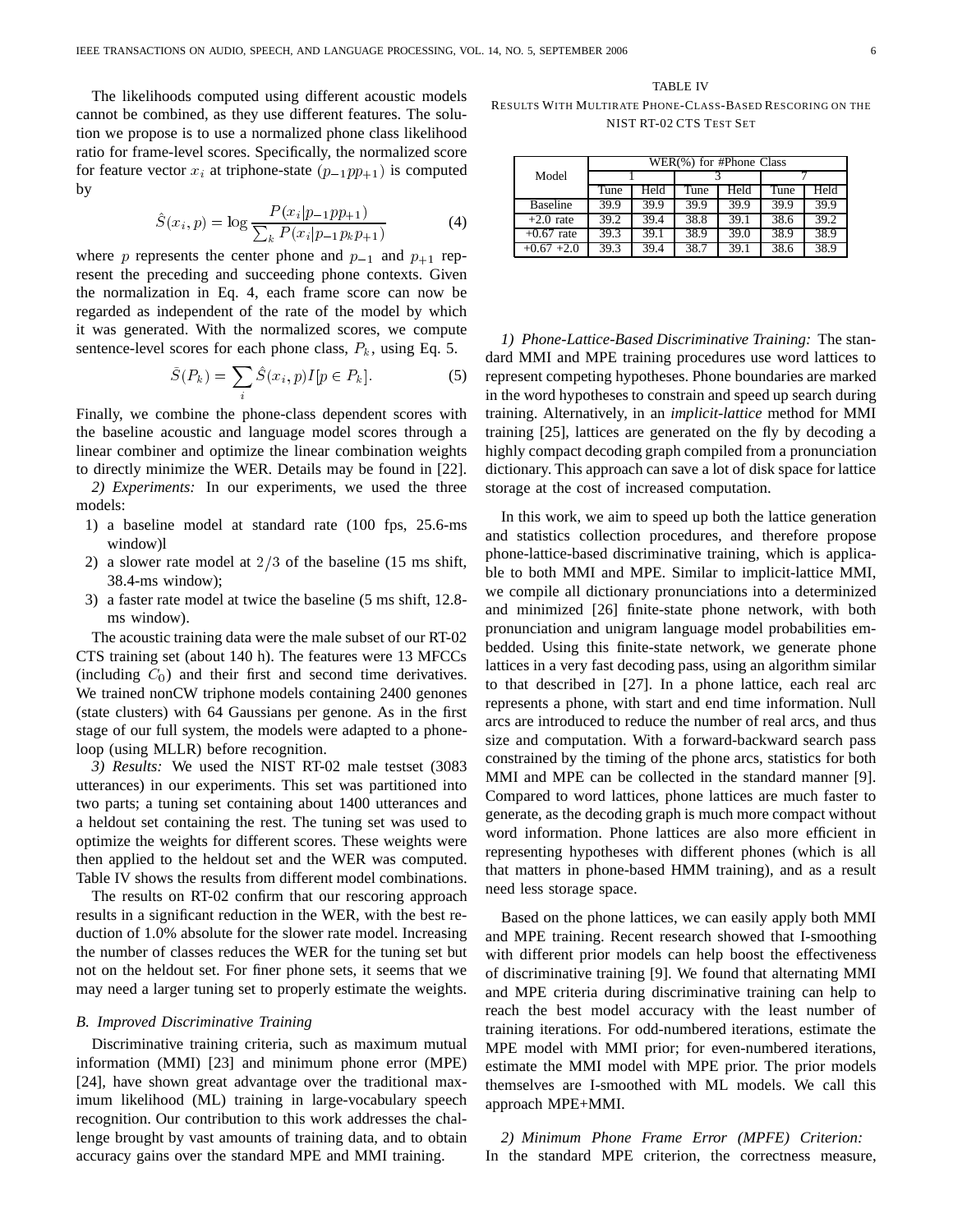The likelihoods computed using different acoustic models cannot be combined, as they use different features. The solution we propose is to use a normalized phone class likelihood ratio for frame-level scores. Specifically, the normalized score for feature vector $x_i$ at triphone-state $(p_{-1}pp_{+1})$ is computed by

$$\hat{S}(x_i, p) = \log \frac{P(x_i|p_{-1}pp_{+1})}{\sum_k P(x_i|p_{-1}p_k p_{+1})} \quad (4)$$

where $p$ represents the center phone and $p_{-1}$ and $p_{+1}$ represent the preceding and succeeding phone contexts. Given the normalization in Eq. 4, each frame score can now be regarded as independent of the rate of the model by which it was generated. With the normalized scores, we compute sentence-level scores for each phone class, $P_k$, using Eq. 5.

$$\bar{S}(P_k) = \sum_i \hat{S}(x_i, p) I[p \in P_k]. \quad (5)$$

Finally, we combine the phone-class dependent scores with the baseline acoustic and language model scores through a linear combiner and optimize the linear combination weights to directly minimize the WER. Details may be found in [22].

*2) Experiments:* In our experiments, we used the three models:

1) a baseline model at standard rate (100 fps, 25.6-ms window)l
2) a slower rate model at $2/3$ of the baseline (15 ms shift, 38.4-ms window);
3) a faster rate model at twice the baseline (5 ms shift, 12.8-ms window).

The acoustic training data were the male subset of our RT-02 CTS training set (about 140 h). The features were 13 MFCCs (including $C_0$) and their first and second time derivatives. We trained nonCW triphone models containing 2400 genones (state clusters) with 64 Gaussians per genone. As in the first stage of our full system, the models were adapted to a phone-loop (using MLLR) before recognition.

*3) Results:* We used the NIST RT-02 male testset (3083 utterances) in our experiments. This set was partitioned into two parts; a tuning set containing about 1400 utterances and a heldout set containing the rest. The tuning set was used to optimize the weights for different scores. These weights were then applied to the heldout set and the WER was computed. Table IV shows the results from different model combinations.

TABLE IV
RESULTS WITH MULTIRATE PHONE-CLASS-BASED RESCORING ON THE NIST RT-02 CTS TEST SET

| Model | WER(%) for #Phone Class | | | | | |
|---|---|---|---|---|---|---|
| | 1 | | 3 | | 7 | |
| | Tune | Held | Tune | Held | Tune | Held |
| Baseline | 39.9 | 39.9 | 39.9 | 39.9 | 39.9 | 39.9 |
| +2.0 rate | 39.2 | 39.4 | 38.8 | 39.1 | 38.6 | 39.2 |
| +0.67 rate | 39.3 | 39.1 | 38.9 | 39.0 | 38.9 | 38.9 |
| +0.67 +2.0 | 39.3 | 39.4 | 38.7 | 39.1 | 38.6 | 38.9 |

The results on RT-02 confirm that our rescoring approach results in a significant reduction in the WER, with the best reduction of 1.0% absolute for the slower rate model. Increasing the number of classes reduces the WER for the tuning set but not on the heldout set. For finer phone sets, it seems that we may need a larger tuning set to properly estimate the weights.

### *B. Improved Discriminative Training*

Discriminative training criteria, such as maximum mutual information (MMI) [23] and minimum phone error (MPE) [24], have shown great advantage over the traditional maximum likelihood (ML) training in large-vocabulary speech recognition. Our contribution to this work addresses the challenge brought by vast amounts of training data, and to obtain accuracy gains over the standard MPE and MMI training.

*1) Phone-Lattice-Based Discriminative Training:* The standard MMI and MPE training procedures use word lattices to represent competing hypotheses. Phone boundaries are marked in the word hypotheses to constrain and speed up search during training. Alternatively, in an *implicit-lattice* method for MMI training [25], lattices are generated on the fly by decoding a highly compact decoding graph compiled from a pronunciation dictionary. This approach can save a lot of disk space for lattice storage at the cost of increased computation.

In this work, we aim to speed up both the lattice generation and statistics collection procedures, and therefore propose phone-lattice-based discriminative training, which is applicable to both MMI and MPE. Similar to implicit-lattice MMI, we compile all dictionary pronunciations into a determinized and minimized [26] finite-state phone network, with both pronunciation and unigram language model probabilities embedded. Using this finite-state network, we generate phone lattices in a very fast decoding pass, using an algorithm similar to that described in [27]. In a phone lattice, each real arc represents a phone, with start and end time information. Null arcs are introduced to reduce the number of real arcs, and thus size and computation. With a forward-backward search pass constrained by the timing of the phone arcs, statistics for both MMI and MPE can be collected in the standard manner [9]. Compared to word lattices, phone lattices are much faster to generate, as the decoding graph is much more compact without word information. Phone lattices are also more efficient in representing hypotheses with different phones (which is all that matters in phone-based HMM training), and as a result need less storage space.

Based on the phone lattices, we can easily apply both MMI and MPE training. Recent research showed that I-smoothing with different prior models can help boost the effectiveness of discriminative training [9]. We found that alternating MMI and MPE criteria during discriminative training can help to reach the best model accuracy with the least number of training iterations. For odd-numbered iterations, estimate the MPE model with MMI prior; for even-numbered iterations, estimate the MMI model with MPE prior. The prior models themselves are I-smoothed with ML models. We call this approach MPE+MMI.

*2) Minimum Phone Frame Error (MPFE) Criterion:* In the standard MPE criterion, the correctness measure,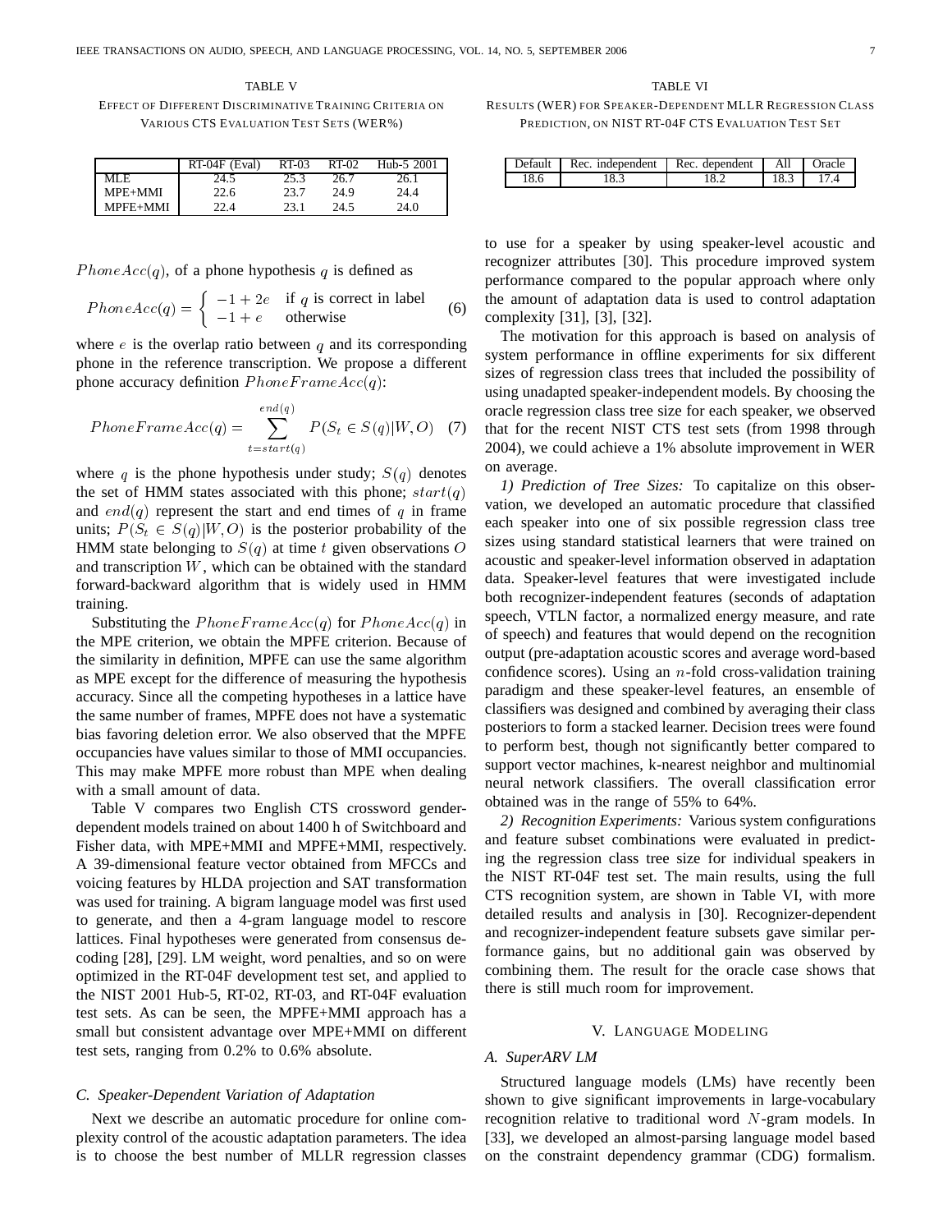TABLE V
EFFECT OF DIFFERENT DISCRIMINATIVE TRAINING CRITERIA ON VARIOUS CTS EVALUATION TEST SETS (WER%)

| | RT-04F (Eval) | RT-03 | RT-02 | Hub-5 2001 |
|---|---|---|---|---|
| MLE | 24.5 | 25.3 | 26.7 | 26.1 |
| MPE+MMI | 22.6 | 23.7 | 24.9 | 24.4 |
| MPFE+MMI | 22.4 | 23.1 | 24.5 | 24.0 |

$PhoneAcc(q)$, of a phone hypothesis $q$ is defined as

$$PhoneAcc(q) = \begin{cases} -1 + 2e & \text{if } q \text{ is correct in label} \\ -1 + e & \text{otherwise} \end{cases} \quad (6)$$

where $e$ is the overlap ratio between $q$ and its corresponding phone in the reference transcription. We propose a different phone accuracy definition $PhoneFrameAcc(q)$:

$$PhoneFrameAcc(q) = \sum_{t=start(q)}^{end(q)} P(S_t \in S(q)|W,O) \quad (7)$$

where $q$ is the phone hypothesis under study; $S(q)$ denotes the set of HMM states associated with this phone; $start(q)$ and $end(q)$ represent the start and end times of $q$ in frame units; $P(S_t \in S(q)|W,O)$ is the posterior probability of the HMM state belonging to $S(q)$ at time $t$ given observations $O$ and transcription $W$, which can be obtained with the standard forward-backward algorithm that is widely used in HMM training.

Substituting the $PhoneFrameAcc(q)$ for $PhoneAcc(q)$ in the MPE criterion, we obtain the MPFE criterion. Because of the similarity in definition, MPFE can use the same algorithm as MPE except for the difference of measuring the hypothesis accuracy. Since all the competing hypotheses in a lattice have the same number of frames, MPFE does not have a systematic bias favoring deletion error. We also observed that the MPFE occupancies have values similar to those of MMI occupancies. This may make MPFE more robust than MPE when dealing with a small amount of data.

Table V compares two English CTS crossword gender-dependent models trained on about 1400 h of Switchboard and Fisher data, with MPE+MMI and MPFE+MMI, respectively. A 39-dimensional feature vector obtained from MFCCs and voicing features by HLDA projection and SAT transformation was used for training. A bigram language model was first used to generate, and then a 4-gram language model to rescore lattices. Final hypotheses were generated from consensus decoding [28], [29]. LM weight, word penalties, and so on were optimized in the RT-04F development test set, and applied to the NIST 2001 Hub-5, RT-02, RT-03, and RT-04F evaluation test sets. As can be seen, the MPFE+MMI approach has a small but consistent advantage over MPE+MMI on different test sets, ranging from 0.2% to 0.6% absolute.

### C. Speaker-Dependent Variation of Adaptation

Next we describe an automatic procedure for online complexity control of the acoustic adaptation parameters. The idea is to choose the best number of MLLR regression classes to use for a speaker by using speaker-level acoustic and recognizer attributes [30]. This procedure improved system performance compared to the popular approach where only the amount of adaptation data is used to control adaptation complexity [31], [3], [32].

The motivation for this approach is based on analysis of system performance in offline experiments for six different sizes of regression class trees that included the possibility of using unadapted speaker-independent models. By choosing the oracle regression class tree size for each speaker, we observed that for the recent NIST CTS test sets (from 1998 through 2004), we could achieve a 1% absolute improvement in WER on average.

*1) Prediction of Tree Sizes:* To capitalize on this observation, we developed an automatic procedure that classified each speaker into one of six possible regression class tree sizes using standard statistical learners that were trained on acoustic and speaker-level information observed in adaptation data. Speaker-level features that were investigated include both recognizer-independent features (seconds of adaptation speech, VTLN factor, a normalized energy measure, and rate of speech) and features that would depend on the recognition output (pre-adaptation acoustic scores and average word-based confidence scores). Using an $n$-fold cross-validation training paradigm and these speaker-level features, an ensemble of classifiers was designed and combined by averaging their class posteriors to form a stacked learner. Decision trees were found to perform best, though not significantly better compared to support vector machines, k-nearest neighbor and multinomial neural network classifiers. The overall classification error obtained was in the range of 55% to 64%.

*2) Recognition Experiments:* Various system configurations and feature subset combinations were evaluated in predicting the regression class tree size for individual speakers in the NIST RT-04F test set. The main results, using the full CTS recognition system, are shown in Table VI, with more detailed results and analysis in [30]. Recognizer-dependent and recognizer-independent feature subsets gave similar performance gains, but no additional gain was observed by combining them. The result for the oracle case shows that there is still much room for improvement.

TABLE VI
RESULTS (WER) FOR SPEAKER-DEPENDENT MLLR REGRESSION CLASS PREDICTION, ON NIST RT-04F CTS EVALUATION TEST SET

| Default | Rec. independent | Rec. dependent | All | Oracle |
|---|---|---|---|---|
| 18.6 | 18.3 | 18.2 | 18.3 | 17.4 |

## V. LANGUAGE MODELING

### A. SuperARV LM

Structured language models (LMs) have recently been shown to give significant improvements in large-vocabulary recognition relative to traditional word $N$-gram models. In [33], we developed an almost-parsing language model based on the constraint dependency grammar (CDG) formalism.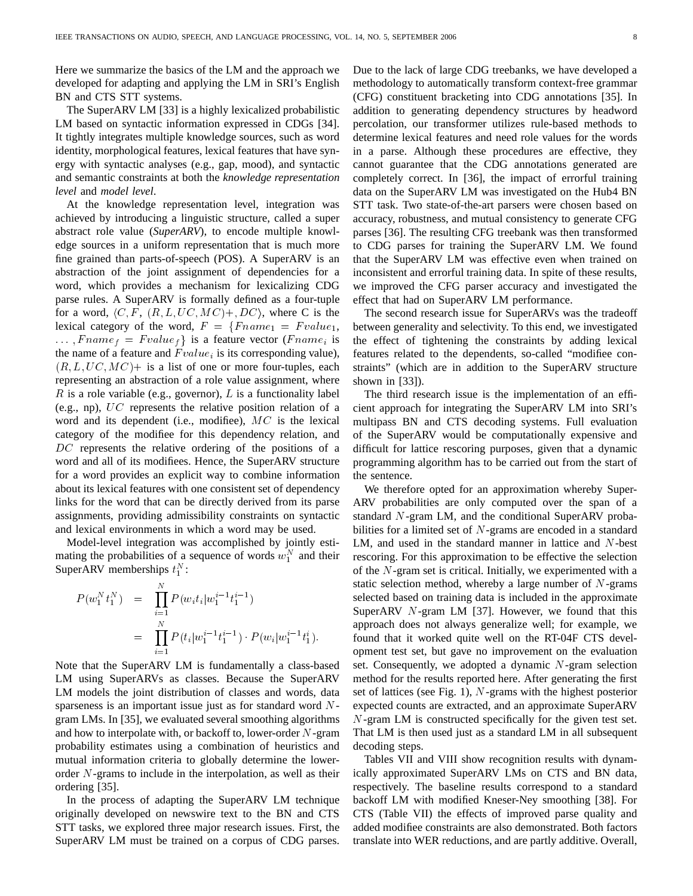Here we summarize the basics of the LM and the approach we developed for adapting and applying the LM in SRI's English BN and CTS STT systems.

The SuperARV LM [33] is a highly lexicalized probabilistic LM based on syntactic information expressed in CDGs [34]. It tightly integrates multiple knowledge sources, such as word identity, morphological features, lexical features that have synergy with syntactic analyses (e.g., gap, mood), and syntactic and semantic constraints at both the *knowledge representation level* and *model level*.

At the knowledge representation level, integration was achieved by introducing a linguistic structure, called a super abstract role value (*SuperARV*), to encode multiple knowledge sources in a uniform representation that is much more fine grained than parts-of-speech (POS). A SuperARV is an abstraction of the joint assignment of dependencies for a word, which provides a mechanism for lexicalizing CDG parse rules. A SuperARV is formally defined as a four-tuple for a word, $\langle C, F, (R, L, UC, MC)+, DC \rangle$, where C is the lexical category of the word, $F = \{Fname_1 = Fvalue_1, \ldots, Fname_f = Fvalue_f\}$ is a feature vector ($Fname_i$ is the name of a feature and $Fvalue_i$ is its corresponding value), $(R, L, UC, MC)+$ is a list of one or more four-tuples, each representing an abstraction of a role value assignment, where $R$ is a role variable (e.g., governor), $L$ is a functionality label (e.g., np), $UC$ represents the relative position relation of a word and its dependent (i.e., modifiee), $MC$ is the lexical category of the modifiee for this dependency relation, and $DC$ represents the relative ordering of the positions of a word and all of its modifiees. Hence, the SuperARV structure for a word provides an explicit way to combine information about its lexical features with one consistent set of dependency links for the word that can be directly derived from its parse assignments, providing admissibility constraints on syntactic and lexical environments in which a word may be used.

Model-level integration was accomplished by jointly estimating the probabilities of a sequence of words $w_1^N$ and their SuperARV memberships $t_1^N$:

$$
\begin{aligned}
P(w_1^N t_1^N) &= \prod_{i=1}^{N} P(w_i t_i | w_1^{i-1} t_1^{i-1}) \\
&= \prod_{i=1}^{N} P(t_i | w_1^{i-1} t_1^{i-1}) \cdot P(w_i | w_1^{i-1} t_1^{i}).
\end{aligned}
$$

Note that the SuperARV LM is fundamentally a class-based LM using SuperARVs as classes. Because the SuperARV LM models the joint distribution of classes and words, data sparseness is an important issue just as for standard word $N$-gram LMs. In [35], we evaluated several smoothing algorithms and how to interpolate with, or backoff to, lower-order $N$-gram probability estimates using a combination of heuristics and mutual information criteria to globally determine the lower-order $N$-grams to include in the interpolation, as well as their ordering [35].

In the process of adapting the SuperARV LM technique originally developed on newswire text to the BN and CTS STT tasks, we explored three major research issues. First, the SuperARV LM must be trained on a corpus of CDG parses. Due to the lack of large CDG treebanks, we have developed a methodology to automatically transform context-free grammar (CFG) constituent bracketing into CDG annotations [35]. In addition to generating dependency structures by headword percolation, our transformer utilizes rule-based methods to determine lexical features and need role values for the words in a parse. Although these procedures are effective, they cannot guarantee that the CDG annotations generated are completely correct. In [36], the impact of errorful training data on the SuperARV LM was investigated on the Hub4 BN STT task. Two state-of-the-art parsers were chosen based on accuracy, robustness, and mutual consistency to generate CFG parses [36]. The resulting CFG treebank was then transformed to CDG parses for training the SuperARV LM. We found that the SuperARV LM was effective even when trained on inconsistent and errorful training data. In spite of these results, we improved the CFG parser accuracy and investigated the effect that had on SuperARV LM performance.

The second research issue for SuperARVs was the tradeoff between generality and selectivity. To this end, we investigated the effect of tightening the constraints by adding lexical features related to the dependents, so-called "modifiee constraints" (which are in addition to the SuperARV structure shown in [33]).

The third research issue is the implementation of an efficient approach for integrating the SuperARV LM into SRI's multipass BN and CTS decoding systems. Full evaluation of the SuperARV would be computationally expensive and difficult for lattice rescoring purposes, given that a dynamic programming algorithm has to be carried out from the start of the sentence.

We therefore opted for an approximation whereby SuperARV probabilities are only computed over the span of a standard $N$-gram LM, and the conditional SuperARV probabilities for a limited set of $N$-grams are encoded in a standard LM, and used in the standard manner in lattice and $N$-best rescoring. For this approximation to be effective the selection of the $N$-gram set is critical. Initially, we experimented with a static selection method, whereby a large number of $N$-grams selected based on training data is included in the approximate SuperARV $N$-gram LM [37]. However, we found that this approach does not always generalize well; for example, we found that it worked quite well on the RT-04F CTS development test set, but gave no improvement on the evaluation set. Consequently, we adopted a dynamic $N$-gram selection method for the results reported here. After generating the first set of lattices (see Fig. 1), $N$-grams with the highest posterior expected counts are extracted, and an approximate SuperARV $N$-gram LM is constructed specifically for the given test set. That LM is then used just as a standard LM in all subsequent decoding steps.

Tables VII and VIII show recognition results with dynamically approximated SuperARV LMs on CTS and BN data, respectively. The baseline results correspond to a standard backoff LM with modified Kneser-Ney smoothing [38]. For CTS (Table VII) the effects of improved parse quality and added modifiee constraints are also demonstrated. Both factors translate into WER reductions, and are partly additive. Overall,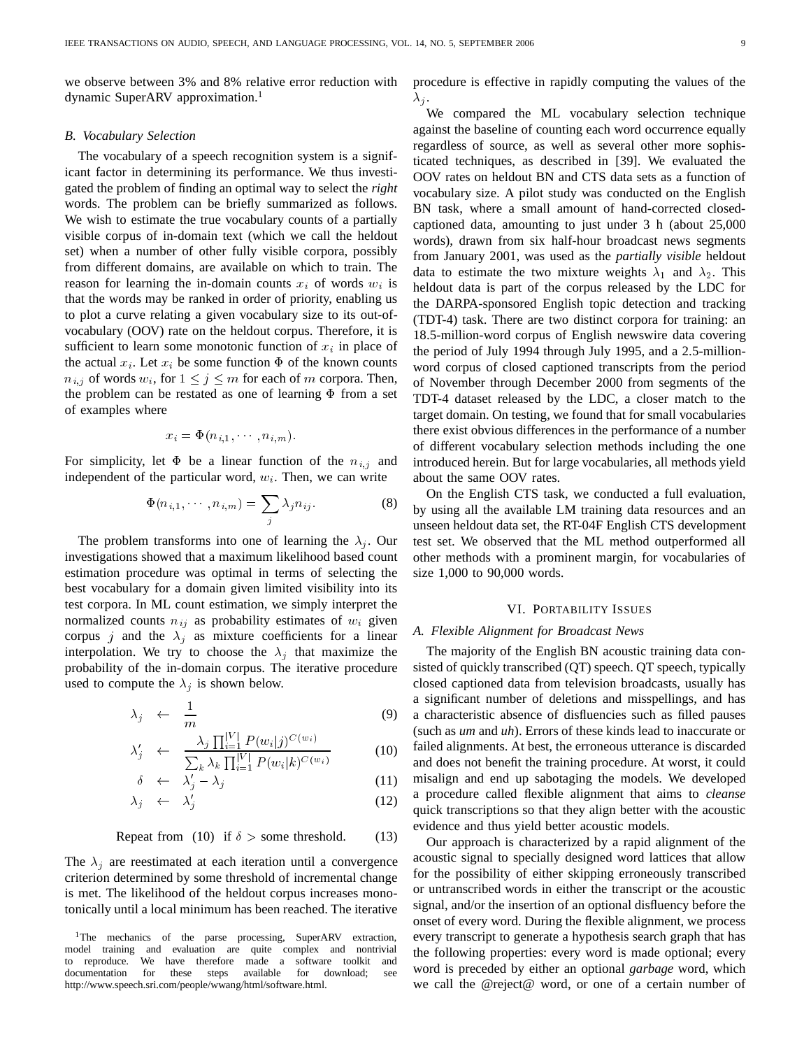we observe between 3% and 8% relative error reduction with dynamic SuperARV approximation.[1]

### B. Vocabulary Selection

The vocabulary of a speech recognition system is a significant factor in determining its performance. We thus investigated the problem of finding an optimal way to select the *right* words. The problem can be briefly summarized as follows. We wish to estimate the true vocabulary counts of a partially visible corpus of in-domain text (which we call the heldout set) when a number of other fully visible corpora, possibly from different domains, are available on which to train. The reason for learning the in-domain counts $x_i$ of words $w_i$ is that the words may be ranked in order of priority, enabling us to plot a curve relating a given vocabulary size to its out-of-vocabulary (OOV) rate on the heldout corpus. Therefore, it is sufficient to learn some monotonic function of $x_i$ in place of the actual $x_i$. Let $x_i$ be some function $\Phi$ of the known counts $n_{i,j}$ of words $w_i$, for $1 \leq j \leq m$ for each of $m$ corpora. Then, the problem can be restated as one of learning $\Phi$ from a set of examples where

$$x_i = \Phi(n_{i,1}, \cdots, n_{i,m}).$$

For simplicity, let $\Phi$ be a linear function of the $n_{i,j}$ and independent of the particular word, $w_i$. Then, we can write

$$\Phi(n_{i,1}, \cdots, n_{i,m}) = \sum_j \lambda_j n_{ij}. \tag{8}$$

The problem transforms into one of learning the $\lambda_j$. Our investigations showed that a maximum likelihood based count estimation procedure was optimal in terms of selecting the best vocabulary for a domain given limited visibility into its test corpora. In ML count estimation, we simply interpret the normalized counts $n_{ij}$ as probability estimates of $w_i$ given corpus $j$ and the $\lambda_j$ as mixture coefficients for a linear interpolation. We try to choose the $\lambda_j$ that maximize the probability of the in-domain corpus. The iterative procedure used to compute the $\lambda_j$ is shown below.

$$\lambda_j \leftarrow \frac{1}{m} \tag{9}$$

$$\lambda'_j \leftarrow \frac{\lambda_j \prod_{i=1}^{|V|} P(w_i|j)^{C(w_i)}}{\sum_k \lambda_k \prod_{i=1}^{|V|} P(w_i|k)^{C(w_i)}} \tag{10}$$

$$\delta \leftarrow \lambda'_j - \lambda_j \tag{11}$$

$$\lambda_j \leftarrow \lambda'_j \tag{12}$$

$$\text{Repeat from (10) if } \delta > \text{some threshold.} \tag{13}$$

The $\lambda_j$ are reestimated at each iteration until a convergence criterion determined by some threshold of incremental change is met. The likelihood of the heldout corpus increases monotonically until a local minimum has been reached. The iterative procedure is effective in rapidly computing the values of the $\lambda_j$.

We compared the ML vocabulary selection technique against the baseline of counting each word occurrence equally regardless of source, as well as several other more sophisticated techniques, as described in [39]. We evaluated the OOV rates on heldout BN and CTS data sets as a function of vocabulary size. A pilot study was conducted on the English BN task, where a small amount of hand-corrected closed-captioned data, amounting to just under 3 h (about 25,000 words), drawn from six half-hour broadcast news segments from January 2001, was used as the *partially visible* heldout data to estimate the two mixture weights $\lambda_1$ and $\lambda_2$. This heldout data is part of the corpus released by the LDC for the DARPA-sponsored English topic detection and tracking (TDT-4) task. There are two distinct corpora for training: an 18.5-million-word corpus of English newswire data covering the period of July 1994 through July 1995, and a 2.5-million-word corpus of closed captioned transcripts from the period of November through December 2000 from segments of the TDT-4 dataset released by the LDC, a closer match to the target domain. On testing, we found that for small vocabularies there exist obvious differences in the performance of a number of different vocabulary selection methods including the one introduced herein. But for large vocabularies, all methods yield about the same OOV rates.

On the English CTS task, we conducted a full evaluation, by using all the available LM training data resources and an unseen heldout data set, the RT-04F English CTS development test set. We observed that the ML method outperformed all other methods with a prominent margin, for vocabularies of size 1,000 to 90,000 words.

## VI. Portability Issues

### A. Flexible Alignment for Broadcast News

The majority of the English BN acoustic training data consisted of quickly transcribed (QT) speech. QT speech, typically closed captioned data from television broadcasts, usually has a significant number of deletions and misspellings, and has a characteristic absence of disfluencies such as filled pauses (such as *um* and *uh*). Errors of these kinds lead to inaccurate or failed alignments. At best, the erroneous utterance is discarded and does not benefit the training procedure. At worst, it could misalign and end up sabotaging the models. We developed a procedure called flexible alignment that aims to *cleanse* quick transcriptions so that they align better with the acoustic evidence and thus yield better acoustic models.

Our approach is characterized by a rapid alignment of the acoustic signal to specially designed word lattices that allow for the possibility of either skipping erroneously transcribed or untranscribed words in either the transcript or the acoustic signal, and/or the insertion of an optional disfluency before the onset of every word. During the flexible alignment, we process every transcript to generate a hypothesis search graph that has the following properties: every word is made optional; every word is preceded by either an optional *garbage* word, which we call the @reject@ word, or one of a certain number of

[1] The mechanics of the parse processing, SuperARV extraction, model training and evaluation are quite complex and nontrivial to reproduce. We have therefore made a software toolkit and documentation for these steps available for download; see http://www.speech.sri.com/people/wwang/html/software.html.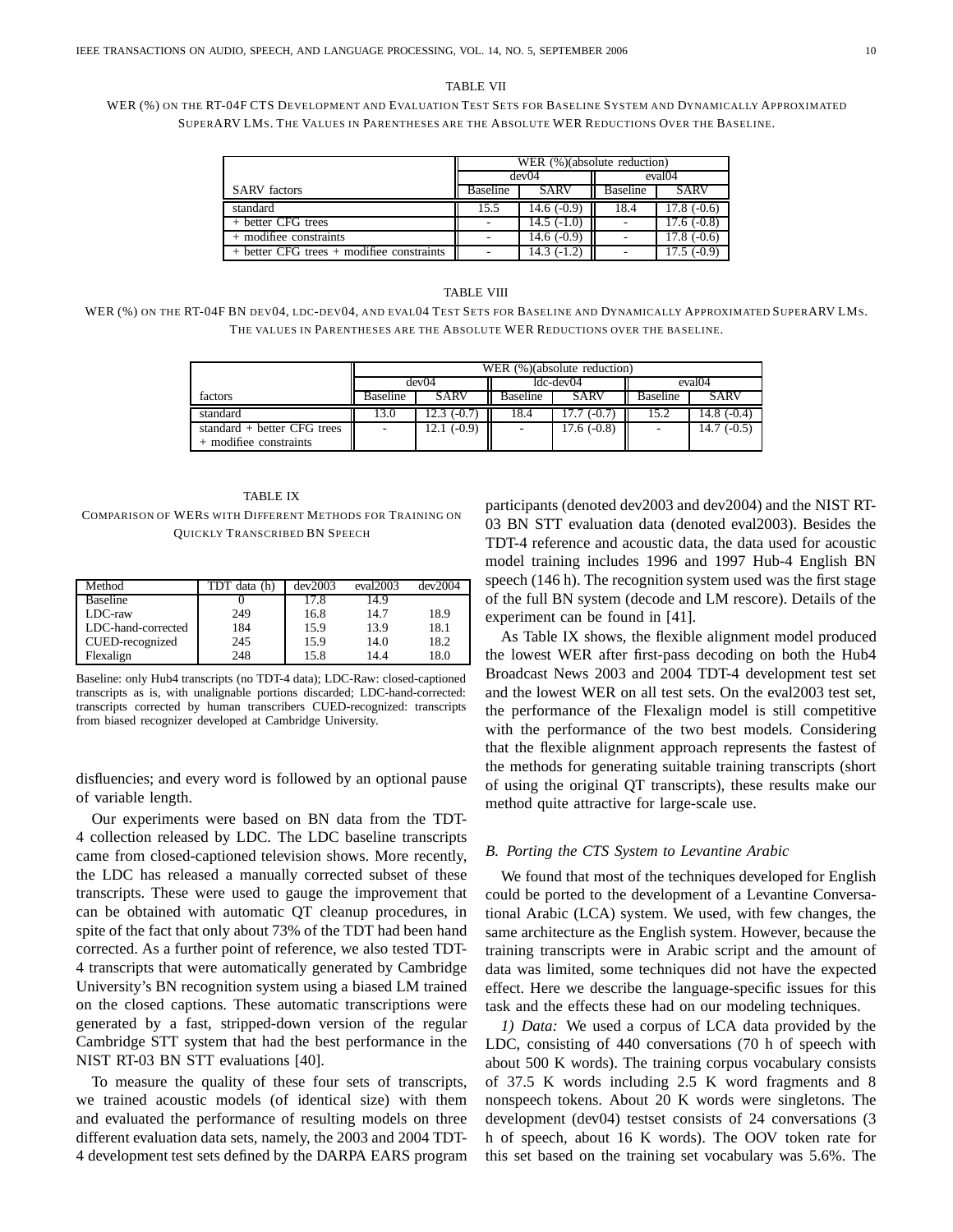TABLE VII

WER (%) ON THE RT-04F CTS DEVELOPMENT AND EVALUATION TEST SETS FOR BASELINE SYSTEM AND DYNAMICALLY APPROXIMATED SUPERARV LMS. THE VALUES IN PARENTHESES ARE THE ABSOLUTE WER REDUCTIONS OVER THE BASELINE.

| | WER (%)(absolute reduction) | | | |
|---|---|---|---|---|
| | dev04 | | eval04 | |
| SARV factors | Baseline | SARV | Baseline | SARV |
| standard | 15.5 | 14.6 (-0.9) | 18.4 | 17.8 (-0.6) |
| + better CFG trees | - | 14.5 (-1.0) | - | 17.6 (-0.8) |
| + modifiee constraints | - | 14.6 (-0.9) | - | 17.8 (-0.6) |
| + better CFG trees + modifiee constraints | - | 14.3 (-1.2) | - | 17.5 (-0.9) |

TABLE VIII

WER (%) ON THE RT-04F BN DEV04, LDC-DEV04, AND EVAL04 TEST SETS FOR BASELINE AND DYNAMICALLY APPROXIMATED SUPERARV LMS. THE VALUES IN PARENTHESES ARE THE ABSOLUTE WER REDUCTIONS OVER THE BASELINE.

| | WER (%)(absolute reduction) | | | | | |
|---|---|---|---|---|---|---|
| | dev04 | | ldc-dev04 | | eval04 | |
| factors | Baseline | SARV | Baseline | SARV | Baseline | SARV |
| standard | 13.0 | 12.3 (-0.7) | 18.4 | 17.7 (-0.7) | 15.2 | 14.8 (-0.4) |
| standard + better CFG trees + modifiee constraints | - | 12.1 (-0.9) | - | 17.6 (-0.8) | - | 14.7 (-0.5) |

TABLE IX

COMPARISON OF WERS WITH DIFFERENT METHODS FOR TRAINING ON QUICKLY TRANSCRIBED BN SPEECH

| Method | TDT data (h) | dev2003 | eval2003 | dev2004 |
|---|---|---|---|---|
| Baseline | 0 | 17.8 | 14.9 | |
| LDC-raw | 249 | 16.8 | 14.7 | 18.9 |
| LDC-hand-corrected | 184 | 15.9 | 13.9 | 18.1 |
| CUED-recognized | 245 | 15.9 | 14.0 | 18.2 |
| Flexalign | 248 | 15.8 | 14.4 | 18.0 |

Baseline: only Hub4 transcripts (no TDT-4 data); LDC-Raw: closed-captioned transcripts as is, with unalignable portions discarded; LDC-hand-corrected: transcripts corrected by human transcribers CUED-recognized: transcripts from biased recognizer developed at Cambridge University.

disfluencies; and every word is followed by an optional pause of variable length.

Our experiments were based on BN data from the TDT-4 collection released by LDC. The LDC baseline transcripts came from closed-captioned television shows. More recently, the LDC has released a manually corrected subset of these transcripts. These were used to gauge the improvement that can be obtained with automatic QT cleanup procedures, in spite of the fact that only about 73% of the TDT had been hand corrected. As a further point of reference, we also tested TDT-4 transcripts that were automatically generated by Cambridge University's BN recognition system using a biased LM trained on the closed captions. These automatic transcriptions were generated by a fast, stripped-down version of the regular Cambridge STT system that had the best performance in the NIST RT-03 BN STT evaluations [40].

To measure the quality of these four sets of transcripts, we trained acoustic models (of identical size) with them and evaluated the performance of resulting models on three different evaluation data sets, namely, the 2003 and 2004 TDT-4 development test sets defined by the DARPA EARS program participants (denoted dev2003 and dev2004) and the NIST RT-03 BN STT evaluation data (denoted eval2003). Besides the TDT-4 reference and acoustic data, the data used for acoustic model training includes 1996 and 1997 Hub-4 English BN speech (146 h). The recognition system used was the first stage of the full BN system (decode and LM rescore). Details of the experiment can be found in [41].

As Table IX shows, the flexible alignment model produced the lowest WER after first-pass decoding on both the Hub4 Broadcast News 2003 and 2004 TDT-4 development test set and the lowest WER on all test sets. On the eval2003 test set, the performance of the Flexalign model is still competitive with the performance of the two best models. Considering that the flexible alignment approach represents the fastest of the methods for generating suitable training transcripts (short of using the original QT transcripts), these results make our method quite attractive for large-scale use.

### B. Porting the CTS System to Levantine Arabic

We found that most of the techniques developed for English could be ported to the development of a Levantine Conversational Arabic (LCA) system. We used, with few changes, the same architecture as the English system. However, because the training transcripts were in Arabic script and the amount of data was limited, some techniques did not have the expected effect. Here we describe the language-specific issues for this task and the effects these had on our modeling techniques.

*1) Data:* We used a corpus of LCA data provided by the LDC, consisting of 440 conversations (70 h of speech with about 500 K words). The training corpus vocabulary consists of 37.5 K words including 2.5 K word fragments and 8 nonspeech tokens. About 20 K words were singletons. The development (dev04) testset consists of 24 conversations (3 h of speech, about 16 K words). The OOV token rate for this set based on the training set vocabulary was 5.6%. The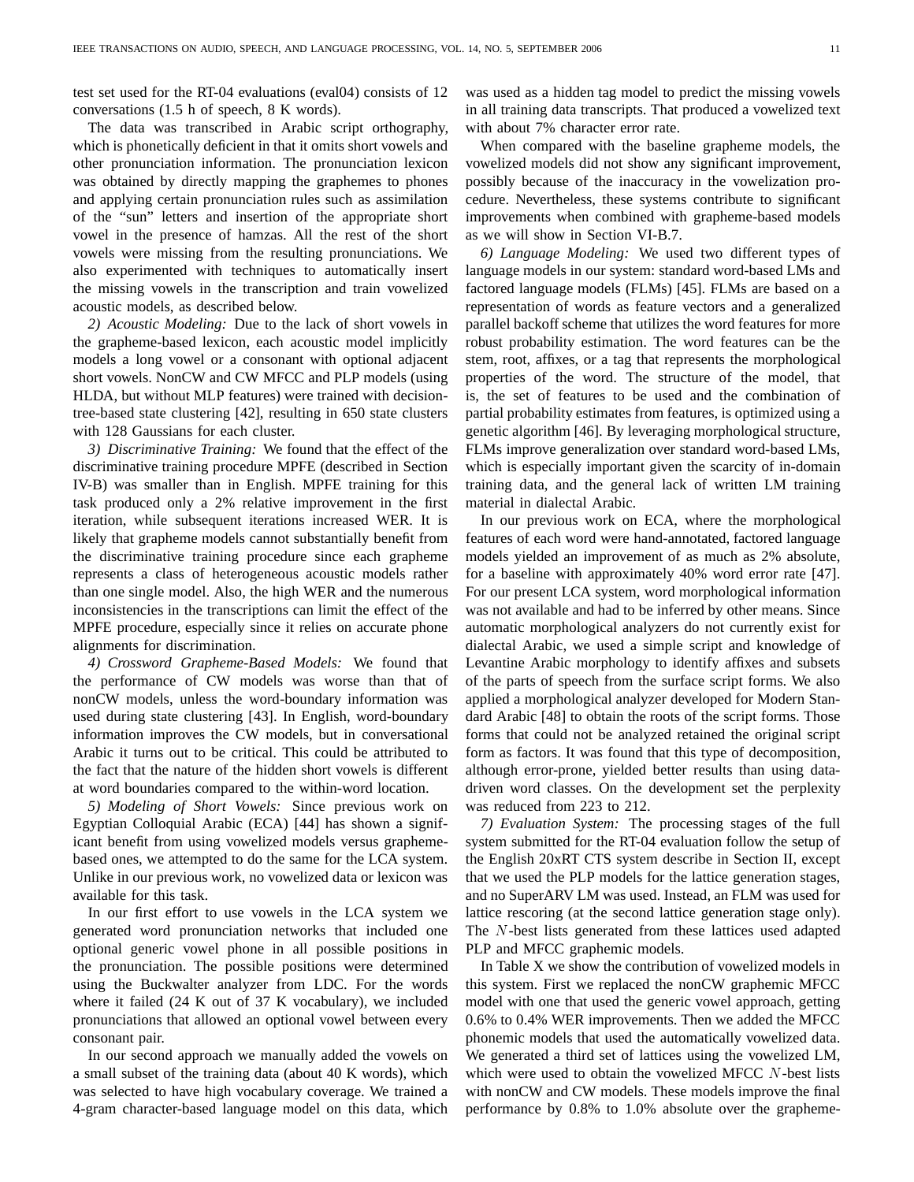test set used for the RT-04 evaluations (eval04) consists of 12 conversations (1.5 h of speech, 8 K words).

The data was transcribed in Arabic script orthography, which is phonetically deficient in that it omits short vowels and other pronunciation information. The pronunciation lexicon was obtained by directly mapping the graphemes to phones and applying certain pronunciation rules such as assimilation of the "sun" letters and insertion of the appropriate short vowel in the presence of hamzas. All the rest of the short vowels were missing from the resulting pronunciations. We also experimented with techniques to automatically insert the missing vowels in the transcription and train vowelized acoustic models, as described below.

*2) Acoustic Modeling:* Due to the lack of short vowels in the grapheme-based lexicon, each acoustic model implicitly models a long vowel or a consonant with optional adjacent short vowels. NonCW and CW MFCC and PLP models (using HLDA, but without MLP features) were trained with decision-tree-based state clustering [42], resulting in 650 state clusters with 128 Gaussians for each cluster.

*3) Discriminative Training:* We found that the effect of the discriminative training procedure MPFE (described in Section IV-B) was smaller than in English. MPFE training for this task produced only a 2% relative improvement in the first iteration, while subsequent iterations increased WER. It is likely that grapheme models cannot substantially benefit from the discriminative training procedure since each grapheme represents a class of heterogeneous acoustic models rather than one single model. Also, the high WER and the numerous inconsistencies in the transcriptions can limit the effect of the MPFE procedure, especially since it relies on accurate phone alignments for discrimination.

*4) Crossword Grapheme-Based Models:* We found that the performance of CW models was worse than that of nonCW models, unless the word-boundary information was used during state clustering [43]. In English, word-boundary information improves the CW models, but in conversational Arabic it turns out to be critical. This could be attributed to the fact that the nature of the hidden short vowels is different at word boundaries compared to the within-word location.

*5) Modeling of Short Vowels:* Since previous work on Egyptian Colloquial Arabic (ECA) [44] has shown a significant benefit from using vowelized models versus grapheme-based ones, we attempted to do the same for the LCA system. Unlike in our previous work, no vowelized data or lexicon was available for this task.

In our first effort to use vowels in the LCA system we generated word pronunciation networks that included one optional generic vowel phone in all possible positions in the pronunciation. The possible positions were determined using the Buckwalter analyzer from LDC. For the words where it failed (24 K out of 37 K vocabulary), we included pronunciations that allowed an optional vowel between every consonant pair.

In our second approach we manually added the vowels on a small subset of the training data (about 40 K words), which was selected to have high vocabulary coverage. We trained a 4-gram character-based language model on this data, which was used as a hidden tag model to predict the missing vowels in all training data transcripts. That produced a vowelized text with about 7% character error rate.

When compared with the baseline grapheme models, the vowelized models did not show any significant improvement, possibly because of the inaccuracy in the vowelization procedure. Nevertheless, these systems contribute to significant improvements when combined with grapheme-based models as we will show in Section VI-B.7.

*6) Language Modeling:* We used two different types of language models in our system: standard word-based LMs and factored language models (FLMs) [45]. FLMs are based on a representation of words as feature vectors and a generalized parallel backoff scheme that utilizes the word features for more robust probability estimation. The word features can be the stem, root, affixes, or a tag that represents the morphological properties of the word. The structure of the model, that is, the set of features to be used and the combination of partial probability estimates from features, is optimized using a genetic algorithm [46]. By leveraging morphological structure, FLMs improve generalization over standard word-based LMs, which is especially important given the scarcity of in-domain training data, and the general lack of written LM training material in dialectal Arabic.

In our previous work on ECA, where the morphological features of each word were hand-annotated, factored language models yielded an improvement of as much as 2% absolute, for a baseline with approximately 40% word error rate [47]. For our present LCA system, word morphological information was not available and had to be inferred by other means. Since automatic morphological analyzers do not currently exist for dialectal Arabic, we used a simple script and knowledge of Levantine Arabic morphology to identify affixes and subsets of the parts of speech from the surface script forms. We also applied a morphological analyzer developed for Modern Standard Arabic [48] to obtain the roots of the script forms. Those forms that could not be analyzed retained the original script form as factors. It was found that this type of decomposition, although error-prone, yielded better results than using data-driven word classes. On the development set the perplexity was reduced from 223 to 212.

*7) Evaluation System:* The processing stages of the full system submitted for the RT-04 evaluation follow the setup of the English 20xRT CTS system describe in Section II, except that we used the PLP models for the lattice generation stages, and no SuperARV LM was used. Instead, an FLM was used for lattice rescoring (at the second lattice generation stage only). The $N$-best lists generated from these lattices used adapted PLP and MFCC graphemic models.

In Table X we show the contribution of vowelized models in this system. First we replaced the nonCW graphemic MFCC model with one that used the generic vowel approach, getting 0.6% to 0.4% WER improvements. Then we added the MFCC phonemic models that used the automatically vowelized data. We generated a third set of lattices using the vowelized LM, which were used to obtain the vowelized MFCC $N$-best lists with nonCW and CW models. These models improve the final performance by 0.8% to 1.0% absolute over the grapheme-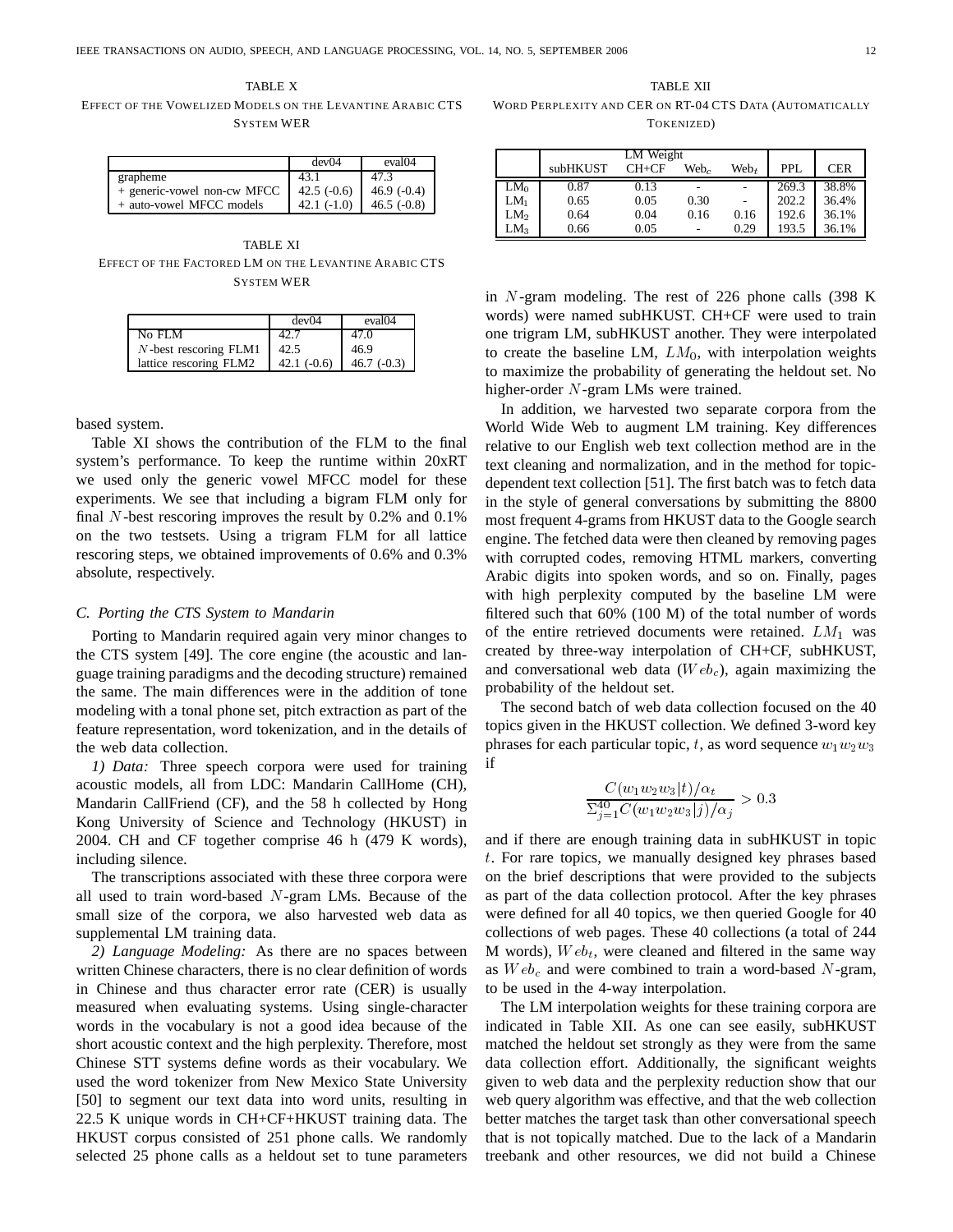TABLE X

EFFECT OF THE VOWELIZED MODELS ON THE LEVANTINE ARABIC CTS SYSTEM WER

| | dev04 | eval04 |
|---|---|---|
| grapheme | 43.1 | 47.3 |
| + generic-vowel non-cw MFCC | 42.5 (-0.6) | 46.9 (-0.4) |
| + auto-vowel MFCC models | 42.1 (-1.0) | 46.5 (-0.8) |

TABLE XI

EFFECT OF THE FACTORED LM ON THE LEVANTINE ARABIC CTS SYSTEM WER

| | dev04 | eval04 |
|---|---|---|
| No FLM | 42.7 | 47.0 |
| $N$-best rescoring FLM1 | 42.5 | 46.9 |
| lattice rescoring FLM2 | 42.1 (-0.6) | 46.7 (-0.3) |

based system.

Table XI shows the contribution of the FLM to the final system's performance. To keep the runtime within 20xRT we used only the generic vowel MFCC model for these experiments. We see that including a bigram FLM only for final $N$-best rescoring improves the result by 0.2% and 0.1% on the two testsets. Using a trigram FLM for all lattice rescoring steps, we obtained improvements of 0.6% and 0.3% absolute, respectively.

### C. Porting the CTS System to Mandarin

Porting to Mandarin required again very minor changes to the CTS system [49]. The core engine (the acoustic and language training paradigms and the decoding structure) remained the same. The main differences were in the addition of tone modeling with a tonal phone set, pitch extraction as part of the feature representation, word tokenization, and in the details of the web data collection.

*1) Data:* Three speech corpora were used for training acoustic models, all from LDC: Mandarin CallHome (CH), Mandarin CallFriend (CF), and the 58 h collected by Hong Kong University of Science and Technology (HKUST) in 2004. CH and CF together comprise 46 h (479 K words), including silence.

The transcriptions associated with these three corpora were all used to train word-based $N$-gram LMs. Because of the small size of the corpora, we also harvested web data as supplemental LM training data.

*2) Language Modeling:* As there are no spaces between written Chinese characters, there is no clear definition of words in Chinese and thus character error rate (CER) is usually measured when evaluating systems. Using single-character words in the vocabulary is not a good idea because of the short acoustic context and the high perplexity. Therefore, most Chinese STT systems define words as their vocabulary. We used the word tokenizer from New Mexico State University [50] to segment our text data into word units, resulting in 22.5 K unique words in CH+CF+HKUST training data. The HKUST corpus consisted of 251 phone calls. We randomly selected 25 phone calls as a heldout set to tune parameters in $N$-gram modeling. The rest of 226 phone calls (398 K words) were named subHKUST. CH+CF were used to train one trigram LM, subHKUST another. They were interpolated to create the baseline LM, $LM_0$, with interpolation weights to maximize the probability of generating the heldout set. No higher-order $N$-gram LMs were trained.

In addition, we harvested two separate corpora from the World Wide Web to augment LM training. Key differences relative to our English web text collection method are in the text cleaning and normalization, and in the method for topic-dependent text collection [51]. The first batch was to fetch data in the style of general conversations by submitting the 8800 most frequent 4-grams from HKUST data to the Google search engine. The fetched data were then cleaned by removing pages with corrupted codes, removing HTML markers, converting Arabic digits into spoken words, and so on. Finally, pages with high perplexity computed by the baseline LM were filtered such that 60% (100 M) of the total number of words of the entire retrieved documents were retained. $LM_1$ was created by three-way interpolation of CH+CF, subHKUST, and conversational web data ($Web_c$), again maximizing the probability of the heldout set.

The second batch of web data collection focused on the 40 topics given in the HKUST collection. We defined 3-word key phrases for each particular topic, $t$, as word sequence $w_1w_2w_3$ if

$$\frac{C(w_1w_2w_3|t)/\alpha_t}{\Sigma_{j=1}^{40}C(w_1w_2w_3|j)/\alpha_j} > 0.3$$

and if there are enough training data in subHKUST in topic $t$. For rare topics, we manually designed key phrases based on the brief descriptions that were provided to the subjects as part of the data collection protocol. After the key phrases were defined for all 40 topics, we then queried Google for 40 collections of web pages. These 40 collections (a total of 244 M words), $Web_t$, were cleaned and filtered in the same way as $Web_c$ and were combined to train a word-based $N$-gram, to be used in the 4-way interpolation.

TABLE XII

WORD PERPLEXITY AND CER ON RT-04 CTS DATA (AUTOMATICALLY TOKENIZED)

| | LM Weight | | | | | |
|---|---|---|---|---|---|---|
| | subHKUST | CH+CF | $Web_c$ | $Web_t$ | PPL | CER |
| $LM_0$ | 0.87 | 0.13 | - | - | 269.3 | 38.8% |
| $LM_1$ | 0.65 | 0.05 | 0.30 | - | 202.2 | 36.4% |
| $LM_2$ | 0.64 | 0.04 | 0.16 | 0.16 | 192.6 | 36.1% |
| $LM_3$ | 0.66 | 0.05 | - | 0.29 | 193.5 | 36.1% |

The LM interpolation weights for these training corpora are indicated in Table XII. As one can see easily, subHKUST matched the heldout set strongly as they were from the same data collection effort. Additionally, the significant weights given to web data and the perplexity reduction show that our web query algorithm was effective, and that the web collection better matches the target task than other conversational speech that is not topically matched. Due to the lack of a Mandarin treebank and other resources, we did not build a Chinese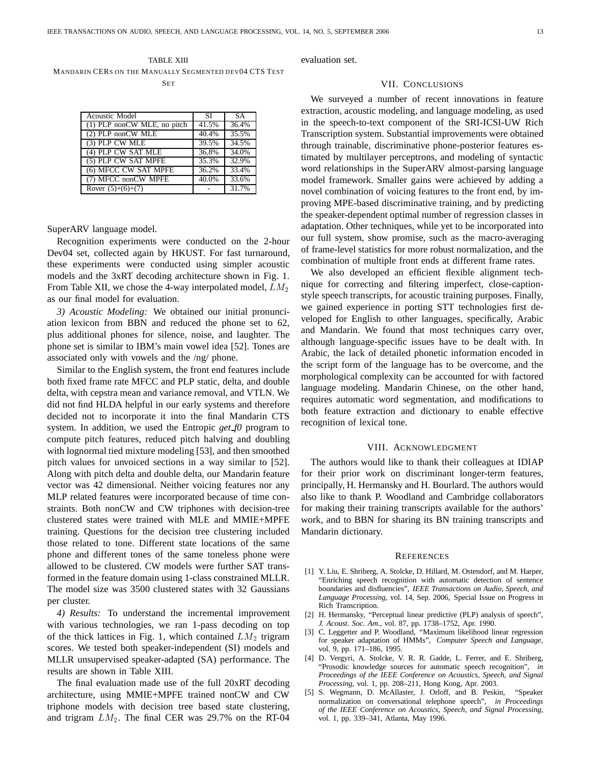TABLE XIII
MANDARIN CERs ON THE MANUALLY SEGMENTED DEV04 CTS TEST SET

| Acoustic Model | SI | SA |
|---|---|---|
| (1) PLP nonCW MLE, no pitch | 41.5% | 36.4% |
| (2) PLP nonCW MLE | 40.4% | 35.5% |
| (3) PLP CW MLE | 39.5% | 34.5% |
| (4) PLP CW SAT MLE | 36.8% | 34.0% |
| (5) PLP CW SAT MPFE | 35.3% | 32.9% |
| (6) MFCC CW SAT MPFE | 36.2% | 33.4% |
| (7) MFCC nonCW MPFE | 40.0% | 33.6% |
| Rover (5)+(6)+(7) | - | 31.7% |

SuperARV language model.

Recognition experiments were conducted on the 2-hour Dev04 set, collected again by HKUST. For fast turnaround, these experiments were conducted using simpler acoustic models and the 3xRT decoding architecture shown in Fig. 1. From Table XII, we chose the 4-way interpolated model, $LM_2$ as our final model for evaluation.

*3) Acoustic Modeling:* We obtained our initial pronunciation lexicon from BBN and reduced the phone set to 62, plus additional phones for silence, noise, and laughter. The phone set is similar to IBM's main vowel idea [52]. Tones are associated only with vowels and the /ng/ phone.

Similar to the English system, the front end features include both fixed frame rate MFCC and PLP static, delta, and double delta, with cepstra mean and variance removal, and VTLN. We did not find HLDA helpful in our early systems and therefore decided not to incorporate it into the final Mandarin CTS system. In addition, we used the Entropic *get_f0* program to compute pitch features, reduced pitch halving and doubling with lognormal tied mixture modeling [53], and then smoothed pitch values for unvoiced sections in a way similar to [52]. Along with pitch delta and double delta, our Mandarin feature vector was 42 dimensional. Neither voicing features nor any MLP related features were incorporated because of time constraints. Both nonCW and CW triphones with decision-tree clustered states were trained with MLE and MMIE+MPFE training. Questions for the decision tree clustering included those related to tone. Different state locations of the same phone and different tones of the same toneless phone were allowed to be clustered. CW models were further SAT transformed in the feature domain using 1-class constrained MLLR. The model size was 3500 clustered states with 32 Gaussians per cluster.

*4) Results:* To understand the incremental improvement with various technologies, we ran 1-pass decoding on top of the thick lattices in Fig. 1, which contained $LM_2$ trigram scores. We tested both speaker-independent (SI) models and MLLR unsupervised speaker-adapted (SA) performance. The results are shown in Table XIII.

The final evaluation made use of the full 20xRT decoding architecture, using MMIE+MPFE trained nonCW and CW triphone models with decision tree based state clustering, and trigram $LM_2$. The final CER was 29.7% on the RT-04 evaluation set.

## VII. CONCLUSIONS

We surveyed a number of recent innovations in feature extraction, acoustic modeling, and language modeling, as used in the speech-to-text component of the SRI-ICSI-UW Rich Transcription system. Substantial improvements were obtained through trainable, discriminative phone-posterior features estimated by multilayer perceptrons, and modeling of syntactic word relationships in the SuperARV almost-parsing language model framework. Smaller gains were achieved by adding a novel combination of voicing features to the front end, by improving MPE-based discriminative training, and by predicting the speaker-dependent optimal number of regression classes in adaptation. Other techniques, while yet to be incorporated into our full system, show promise, such as the macro-averaging of frame-level statistics for more robust normalization, and the combination of multiple front ends at different frame rates.

We also developed an efficient flexible alignment technique for correcting and filtering imperfect, close-caption-style speech transcripts, for acoustic training purposes. Finally, we gained experience in porting STT technologies first developed for English to other languages, specifically, Arabic and Mandarin. We found that most techniques carry over, although language-specific issues have to be dealt with. In Arabic, the lack of detailed phonetic information encoded in the script form of the language has to be overcome, and the morphological complexity can be accounted for with factored language modeling. Mandarin Chinese, on the other hand, requires automatic word segmentation, and modifications to both feature extraction and dictionary to enable effective recognition of lexical tone.

## VIII. ACKNOWLEDGMENT

The authors would like to thank their colleagues at IDIAP for their prior work on discriminant longer-term features, principally, H. Hermansky and H. Bourlard. The authors would also like to thank P. Woodland and Cambridge collaborators for making their training transcripts available for the authors' work, and to BBN for sharing its BN training transcripts and Mandarin dictionary.

## REFERENCES

[1] Y. Liu, E. Shriberg, A. Stolcke, D. Hillard, M. Ostendorf, and M. Harper, "Enriching speech recognition with automatic detection of sentence boundaries and disfluencies", *IEEE Transactions on Audio, Speech, and Language Processing*, vol. 14, Sep. 2006, Special Issue on Progress in Rich Transcription.

[2] H. Hermansky, "Perceptual linear predictive (PLP) analysis of speech", *J. Acoust. Soc. Am.*, vol. 87, pp. 1738–1752, Apr. 1990.

[3] C. Leggetter and P. Woodland, "Maximum likelihood linear regression for speaker adaptation of HMMs", *Computer Speech and Language*, vol. 9, pp. 171–186, 1995.

[4] D. Vergyri, A. Stolcke, V. R. R. Gadde, L. Ferrer, and E. Shriberg, "Prosodic knowledge sources for automatic speech recognition", *in Proceedings of the IEEE Conference on Acoustics, Speech, and Signal Processing*, vol. 1, pp. 208–211, Hong Kong, Apr. 2003.

[5] S. Wegmann, D. McAllaster, J. Orloff, and B. Peskin, "Speaker normalization on conversational telephone speech", *in Proceedings of the IEEE Conference on Acoustics, Speech, and Signal Processing*, vol. 1, pp. 339–341, Atlanta, May 1996.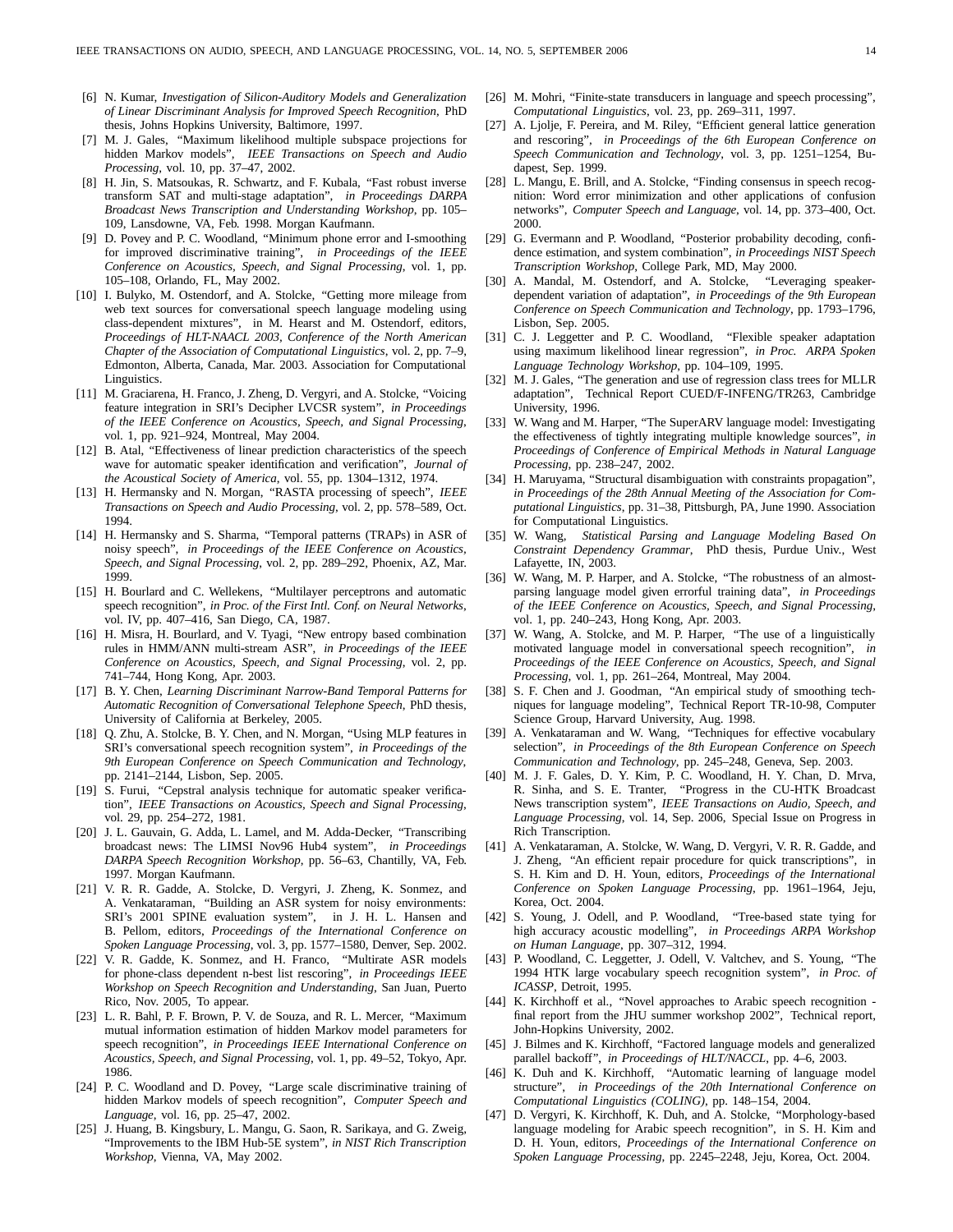[6] N. Kumar, *Investigation of Silicon-Auditory Models and Generalization of Linear Discriminant Analysis for Improved Speech Recognition*, PhD thesis, Johns Hopkins University, Baltimore, 1997.

[7] M. J. Gales, "Maximum likelihood multiple subspace projections for hidden Markov models", *IEEE Transactions on Speech and Audio Processing*, vol. 10, pp. 37–47, 2002.

[8] H. Jin, S. Matsoukas, R. Schwartz, and F. Kubala, "Fast robust inverse transform SAT and multi-stage adaptation", *in Proceedings DARPA Broadcast News Transcription and Understanding Workshop*, pp. 105–109, Lansdowne, VA, Feb. 1998. Morgan Kaufmann.

[9] D. Povey and P. C. Woodland, "Minimum phone error and I-smoothing for improved discriminative training", *in Proceedings of the IEEE Conference on Acoustics, Speech, and Signal Processing*, vol. 1, pp. 105–108, Orlando, FL, May 2002.

[10] I. Bulyko, M. Ostendorf, and A. Stolcke, "Getting more mileage from web text sources for conversational speech language modeling using class-dependent mixtures", in M. Hearst and M. Ostendorf, editors, *Proceedings of HLT-NAACL 2003, Conference of the North American Chapter of the Association of Computational Linguistics*, vol. 2, pp. 7–9, Edmonton, Alberta, Canada, Mar. 2003. Association for Computational Linguistics.

[11] M. Graciarena, H. Franco, J. Zheng, D. Vergyri, and A. Stolcke, "Voicing feature integration in SRI's Decipher LVCSR system", *in Proceedings of the IEEE Conference on Acoustics, Speech, and Signal Processing*, vol. 1, pp. 921–924, Montreal, May 2004.

[12] B. Atal, "Effectiveness of linear prediction characteristics of the speech wave for automatic speaker identification and verification", *Journal of the Acoustical Society of America*, vol. 55, pp. 1304–1312, 1974.

[13] H. Hermansky and N. Morgan, "RASTA processing of speech", *IEEE Transactions on Speech and Audio Processing*, vol. 2, pp. 578–589, Oct. 1994.

[14] H. Hermansky and S. Sharma, "Temporal patterns (TRAPs) in ASR of noisy speech", *in Proceedings of the IEEE Conference on Acoustics, Speech, and Signal Processing*, vol. 2, pp. 289–292, Phoenix, AZ, Mar. 1999.

[15] H. Bourlard and C. Wellekens, "Multilayer perceptrons and automatic speech recognition", *in Proc. of the First Intl. Conf. on Neural Networks*, vol. IV, pp. 407–416, San Diego, CA, 1987.

[16] H. Misra, H. Bourlard, and V. Tyagi, "New entropy based combination rules in HMM/ANN multi-stream ASR", *in Proceedings of the IEEE Conference on Acoustics, Speech, and Signal Processing*, vol. 2, pp. 741–744, Hong Kong, Apr. 2003.

[17] B. Y. Chen, *Learning Discriminant Narrow-Band Temporal Patterns for Automatic Recognition of Conversational Telephone Speech*, PhD thesis, University of California at Berkeley, 2005.

[18] Q. Zhu, A. Stolcke, B. Y. Chen, and N. Morgan, "Using MLP features in SRI's conversational speech recognition system", *in Proceedings of the 9th European Conference on Speech Communication and Technology*, pp. 2141–2144, Lisbon, Sep. 2005.

[19] S. Furui, "Cepstral analysis technique for automatic speaker verification", *IEEE Transactions on Acoustics, Speech and Signal Processing*, vol. 29, pp. 254–272, 1981.

[20] J. L. Gauvain, G. Adda, L. Lamel, and M. Adda-Decker, "Transcribing broadcast news: The LIMSI Nov96 Hub4 system", *in Proceedings DARPA Speech Recognition Workshop*, pp. 56–63, Chantilly, VA, Feb. 1997. Morgan Kaufmann.

[21] V. R. R. Gadde, A. Stolcke, D. Vergyri, J. Zheng, K. Sonmez, and A. Venkataraman, "Building an ASR system for noisy environments: SRI's 2001 SPINE evaluation system", in J. H. L. Hansen and B. Pellom, editors, *Proceedings of the International Conference on Spoken Language Processing*, vol. 3, pp. 1577–1580, Denver, Sep. 2002.

[22] V. R. Gadde, K. Sonmez, and H. Franco, "Multirate ASR models for phone-class dependent n-best list rescoring", *in Proceedings IEEE Workshop on Speech Recognition and Understanding*, San Juan, Puerto Rico, Nov. 2005, To appear.

[23] L. R. Bahl, P. F. Brown, P. V. de Souza, and R. L. Mercer, "Maximum mutual information estimation of hidden Markov model parameters for speech recognition", *in Proceedings IEEE International Conference on Acoustics, Speech, and Signal Processing*, vol. 1, pp. 49–52, Tokyo, Apr. 1986.

[24] P. C. Woodland and D. Povey, "Large scale discriminative training of hidden Markov models of speech recognition", *Computer Speech and Language*, vol. 16, pp. 25–47, 2002.

[25] J. Huang, B. Kingsbury, L. Mangu, G. Saon, R. Sarikaya, and G. Zweig, "Improvements to the IBM Hub-5E system", *in NIST Rich Transcription Workshop*, Vienna, VA, May 2002.

[26] M. Mohri, "Finite-state transducers in language and speech processing", *Computational Linguistics*, vol. 23, pp. 269–311, 1997.

[27] A. Ljolje, F. Pereira, and M. Riley, "Efficient general lattice generation and rescoring", *in Proceedings of the 6th European Conference on Speech Communication and Technology*, vol. 3, pp. 1251–1254, Budapest, Sep. 1999.

[28] L. Mangu, E. Brill, and A. Stolcke, "Finding consensus in speech recognition: Word error minimization and other applications of confusion networks", *Computer Speech and Language*, vol. 14, pp. 373–400, Oct. 2000.

[29] G. Evermann and P. Woodland, "Posterior probability decoding, confidence estimation, and system combination", *in Proceedings NIST Speech Transcription Workshop*, College Park, MD, May 2000.

[30] A. Mandal, M. Ostendorf, and A. Stolcke, "Leveraging speaker-dependent variation of adaptation", *in Proceedings of the 9th European Conference on Speech Communication and Technology*, pp. 1793–1796, Lisbon, Sep. 2005.

[31] C. J. Leggetter and P. C. Woodland, "Flexible speaker adaptation using maximum likelihood linear regression", *in Proc. ARPA Spoken Language Technology Workshop*, pp. 104–109, 1995.

[32] M. J. Gales, "The generation and use of regression class trees for MLLR adaptation", Technical Report CUED/F-INFENG/TR263, Cambridge University, 1996.

[33] W. Wang and M. Harper, "The SuperARV language model: Investigating the effectiveness of tightly integrating multiple knowledge sources", *in Proceedings of Conference of Empirical Methods in Natural Language Processing*, pp. 238–247, 2002.

[34] H. Maruyama, "Structural disambiguation with constraints propagation", *in Proceedings of the 28th Annual Meeting of the Association for Computational Linguistics*, pp. 31–38, Pittsburgh, PA, June 1990. Association for Computational Linguistics.

[35] W. Wang, *Statistical Parsing and Language Modeling Based On Constraint Dependency Grammar*, PhD thesis, Purdue Univ., West Lafayette, IN, 2003.

[36] W. Wang, M. P. Harper, and A. Stolcke, "The robustness of an almost-parsing language model given errorful training data", *in Proceedings of the IEEE Conference on Acoustics, Speech, and Signal Processing*, vol. 1, pp. 240–243, Hong Kong, Apr. 2003.

[37] W. Wang, A. Stolcke, and M. P. Harper, "The use of a linguistically motivated language model in conversational speech recognition", *in Proceedings of the IEEE Conference on Acoustics, Speech, and Signal Processing*, vol. 1, pp. 261–264, Montreal, May 2004.

[38] S. F. Chen and J. Goodman, "An empirical study of smoothing techniques for language modeling", Technical Report TR-10-98, Computer Science Group, Harvard University, Aug. 1998.

[39] A. Venkataraman and W. Wang, "Techniques for effective vocabulary selection", *in Proceedings of the 8th European Conference on Speech Communication and Technology*, pp. 245–248, Geneva, Sep. 2003.

[40] M. J. F. Gales, D. Y. Kim, P. C. Woodland, H. Y. Chan, D. Mrva, R. Sinha, and S. E. Tranter, "Progress in the CU-HTK Broadcast News transcription system", *IEEE Transactions on Audio, Speech, and Language Processing*, vol. 14, Sep. 2006, Special Issue on Progress in Rich Transcription.

[41] A. Venkataraman, A. Stolcke, W. Wang, D. Vergyri, V. R. R. Gadde, and J. Zheng, "An efficient repair procedure for quick transcriptions", in S. H. Kim and D. H. Youn, editors, *Proceedings of the International Conference on Spoken Language Processing*, pp. 1961–1964, Jeju, Korea, Oct. 2004.

[42] S. Young, J. Odell, and P. Woodland, "Tree-based state tying for high accuracy acoustic modelling", *in Proceedings ARPA Workshop on Human Language*, pp. 307–312, 1994.

[43] P. Woodland, C. Leggetter, J. Odell, V. Valtchev, and S. Young, "The 1994 HTK large vocabulary speech recognition system", *in Proc. of ICASSP*, Detroit, 1995.

[44] K. Kirchhoff et al., "Novel approaches to Arabic speech recognition - final report from the JHU summer workshop 2002", Technical report, John-Hopkins University, 2002.

[45] J. Bilmes and K. Kirchhoff, "Factored language models and generalized parallel backoff", *in Proceedings of HLT/NACCL*, pp. 4–6, 2003.

[46] K. Duh and K. Kirchhoff, "Automatic learning of language model structure", *in Proceedings of the 20th International Conference on Computational Linguistics (COLING)*, pp. 148–154, 2004.

[47] D. Vergyri, K. Kirchhoff, K. Duh, and A. Stolcke, "Morphology-based language modeling for Arabic speech recognition", in S. H. Kim and D. H. Youn, editors, *Proceedings of the International Conference on Spoken Language Processing*, pp. 2245–2248, Jeju, Korea, Oct. 2004.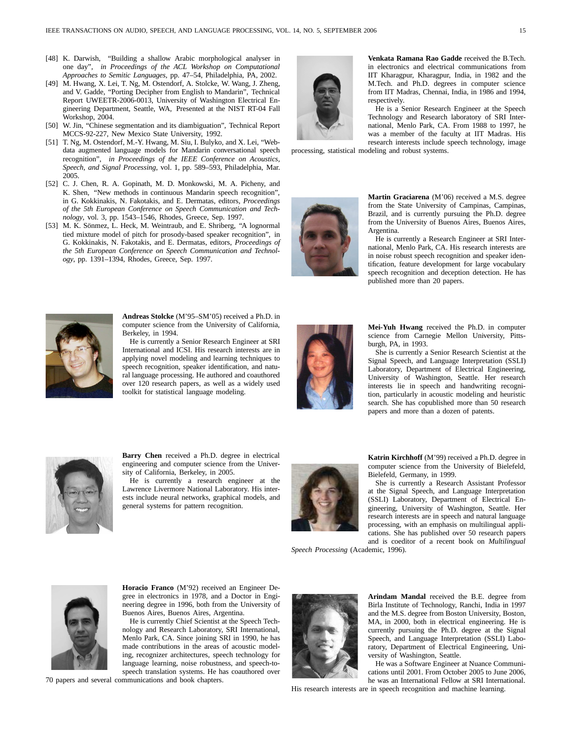[48] K. Darwish, "Building a shallow Arabic morphological analyser in one day", *in Proceedings of the ACL Workshop on Computational Approaches to Semitic Languages*, pp. 47–54, Philadelphia, PA, 2002.

[49] M. Hwang, X. Lei, T. Ng, M. Ostendorf, A. Stolcke, W. Wang, J. Zheng, and V. Gadde, "Porting Decipher from English to Mandarin", Technical Report UWEETR-2006-0013, University of Washington Electrical Engineering Department, Seattle, WA, Presented at the NIST RT-04 Fall Workshop, 2004.

[50] W. Jin, "Chinese segmentation and its diambiguation", Technical Report MCCS-92-227, New Mexico State University, 1992.

[51] T. Ng, M. Ostendorf, M.-Y. Hwang, M. Siu, I. Bulyko, and X. Lei, "Web-data augmented language models for Mandarin conversational speech recognition", *in Proceedings of the IEEE Conference on Acoustics, Speech, and Signal Processing*, vol. 1, pp. 589–593, Philadelphia, Mar. 2005.

[52] C. J. Chen, R. A. Gopinath, M. D. Monkowski, M. A. Picheny, and K. Shen, "New methods in continuous Mandarin speech recognition", in G. Kokkinakis, N. Fakotakis, and E. Dermatas, editors, *Proceedings of the 5th European Conference on Speech Communication and Technology*, vol. 3, pp. 1543–1546, Rhodes, Greece, Sep. 1997.

[53] M. K. Sönmez, L. Heck, M. Weintraub, and E. Shriberg, "A lognormal tied mixture model of pitch for prosody-based speaker recognition", in G. Kokkinakis, N. Fakotakis, and E. Dermatas, editors, *Proceedings of the 5th European Conference on Speech Communication and Technology*, pp. 1391–1394, Rhodes, Greece, Sep. 1997.

**Andreas Stolcke** (M'95–SM'05) received a Ph.D. in computer science from the University of California, Berkeley, in 1994.

He is currently a Senior Research Engineer at SRI International and ICSI. His research interests are in applying novel modeling and learning techniques to speech recognition, speaker identification, and natural language processing. He authored and coauthored over 120 research papers, as well as a widely used toolkit for statistical language modeling.

**Barry Chen** received a Ph.D. degree in electrical engineering and computer science from the University of California, Berkeley, in 2005.

He is currently a research engineer at the Lawrence Livermore National Laboratory. His interests include neural networks, graphical models, and general systems for pattern recognition.

**Horacio Franco** (M'92) received an Engineer Degree in electronics in 1978, and a Doctor in Engineering degree in 1996, both from the University of Buenos Aires, Buenos Aires, Argentina.

He is currently Chief Scientist at the Speech Technology and Research Laboratory, SRI International, Menlo Park, CA. Since joining SRI in 1990, he has made contributions in the areas of acoustic modeling, recognizer architectures, speech technology for language learning, noise robustness, and speech-to-speech translation systems. He has coauthored over 70 papers and several communications and book chapters.

**Venkata Ramana Rao Gadde** received the B.Tech. in electronics and electrical communications from IIT Kharagpur, Kharagpur, India, in 1982 and the M.Tech. and Ph.D. degrees in computer science from IIT Madras, Chennai, India, in 1986 and 1994, respectively.

He is a Senior Research Engineer at the Speech Technology and Research laboratory of SRI International, Menlo Park, CA. From 1988 to 1997, he was a member of the faculty at IIT Madras. His research interests include speech technology, image processing, statistical modeling and robust systems.

**Martin Graciarena** (M'06) received a M.S. degree from the State University of Campinas, Campinas, Brazil, and is currently pursuing the Ph.D. degree from the University of Buenos Aires, Buenos Aires, Argentina.

He is currently a Research Engineer at SRI International, Menlo Park, CA. His research interests are in noise robust speech recognition and speaker identification, feature development for large vocabulary speech recognition and deception detection. He has published more than 20 papers.

**Mei-Yuh Hwang** received the Ph.D. in computer science from Carnegie Mellon University, Pittsburgh, PA, in 1993.

She is currently a Senior Research Scientist at the Signal Speech, and Language Interpretation (SSLI) Laboratory, Department of Electrical Engineering, University of Washington, Seattle. Her research interests lie in speech and handwriting recognition, particularly in acoustic modeling and heuristic search. She has copublished more than 50 research papers and more than a dozen of patents.

**Katrin Kirchhoff** (M'99) received a Ph.D. degree in computer science from the University of Bielefeld, Bielefeld, Germany, in 1999.

She is currently a Research Assistant Professor at the Signal Speech, and Language Interpretation (SSLI) Laboratory, Department of Electrical Engineering, University of Washington, Seattle. Her research interests are in speech and natural language processing, with an emphasis on multilingual applications. She has published over 50 research papers and is coeditor of a recent book on *Multilingual Speech Processing* (Academic, 1996).

**Arindam Mandal** received the B.E. degree from Birla Institute of Technology, Ranchi, India in 1997 and the M.S. degree from Boston University, Boston, MA, in 2000, both in electrical engineering. He is currently pursuing the Ph.D. degree at the Signal Speech, and Language Interpretation (SSLI) Laboratory, Department of Electrical Engineering, University of Washington, Seattle.

He was a Software Engineer at Nuance Communications until 2001. From October 2005 to June 2006, he was an International Fellow at SRI International. His research interests are in speech recognition and machine learning.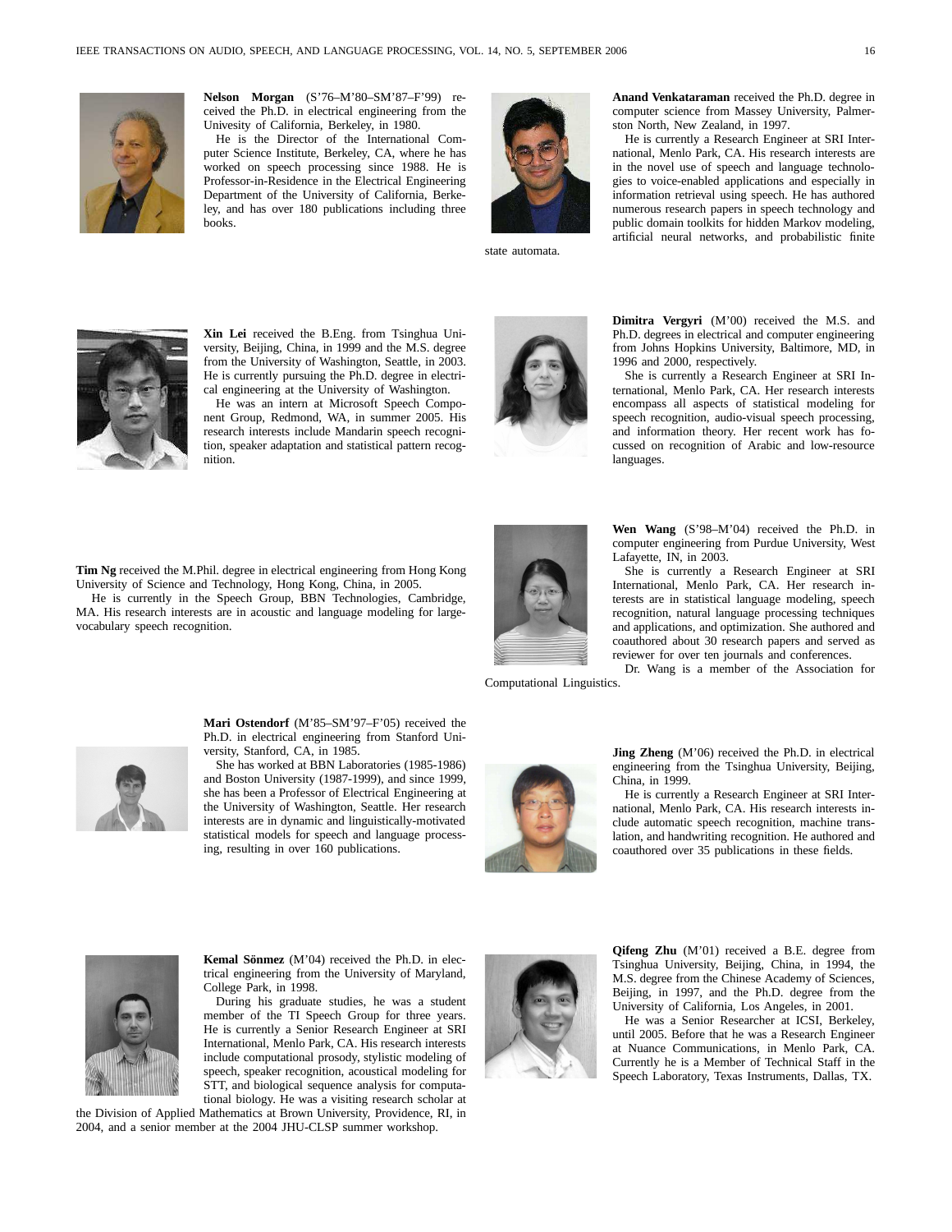**Nelson Morgan** (S'76–M'80–SM'87–F'99) received the Ph.D. in electrical engineering from the Univesity of California, Berkeley, in 1980.

He is the Director of the International Computer Science Institute, Berkeley, CA, where he has worked on speech processing since 1988. He is Professor-in-Residence in the Electrical Engineering Department of the University of California, Berkeley, and has over 180 publications including three books.

**Xin Lei** received the B.Eng. from Tsinghua University, Beijing, China, in 1999 and the M.S. degree from the University of Washington, Seattle, in 2003. He is currently pursuing the Ph.D. degree in electrical engineering at the University of Washington.

He was an intern at Microsoft Speech Component Group, Redmond, WA, in summer 2005. His research interests include Mandarin speech recognition, speaker adaptation and statistical pattern recognition.

**Tim Ng** received the M.Phil. degree in electrical engineering from Hong Kong University of Science and Technology, Hong Kong, China, in 2005.

He is currently in the Speech Group, BBN Technologies, Cambridge, MA. His research interests are in acoustic and language modeling for large-vocabulary speech recognition.

**Mari Ostendorf** (M'85–SM'97–F'05) received the Ph.D. in electrical engineering from Stanford University, Stanford, CA, in 1985.

She has worked at BBN Laboratories (1985-1986) and Boston University (1987-1999), and since 1999, she has been a Professor of Electrical Engineering at the University of Washington, Seattle. Her research interests are in dynamic and linguistically-motivated statistical models for speech and language processing, resulting in over 160 publications.

**Kemal Sönmez** (M'04) received the Ph.D. in electrical engineering from the University of Maryland, College Park, in 1998.

During his graduate studies, he was a student member of the TI Speech Group for three years. He is currently a Senior Research Engineer at SRI International, Menlo Park, CA. His research interests include computational prosody, stylistic modeling of speech, speaker recognition, acoustical modeling for STT, and biological sequence analysis for computational biology. He was a visiting research scholar at the Division of Applied Mathematics at Brown University, Providence, RI, in 2004, and a senior member at the 2004 JHU-CLSP summer workshop.

**Anand Venkataraman** received the Ph.D. degree in computer science from Massey University, Palmerston North, New Zealand, in 1997.

He is currently a Research Engineer at SRI International, Menlo Park, CA. His research interests are in the novel use of speech and language technologies to voice-enabled applications and especially in information retrieval using speech. He has authored numerous research papers in speech technology and public domain toolkits for hidden Markov modeling, artificial neural networks, and probabilistic finite state automata.

**Dimitra Vergyri** (M'00) received the M.S. and Ph.D. degrees in electrical and computer engineering from Johns Hopkins University, Baltimore, MD, in 1996 and 2000, respectively.

She is currently a Research Engineer at SRI International, Menlo Park, CA. Her research interests encompass all aspects of statistical modeling for speech recognition, audio-visual speech processing, and information theory. Her recent work has focussed on recognition of Arabic and low-resource languages.

**Wen Wang** (S'98–M'04) received the Ph.D. in computer engineering from Purdue University, West Lafayette, IN, in 2003.

She is currently a Research Engineer at SRI International, Menlo Park, CA. Her research interests are in statistical language modeling, speech recognition, natural language processing techniques and applications, and optimization. She authored and coauthored about 30 research papers and served as reviewer for over ten journals and conferences.

Dr. Wang is a member of the Association for Computational Linguistics.

**Jing Zheng** (M'06) received the Ph.D. in electrical engineering from the Tsinghua University, Beijing, China, in 1999.

He is currently a Research Engineer at SRI International, Menlo Park, CA. His research interests include automatic speech recognition, machine translation, and handwriting recognition. He authored and coauthored over 35 publications in these fields.

**Qifeng Zhu** (M'01) received a B.E. degree from Tsinghua University, Beijing, China, in 1994, the M.S. degree from the Chinese Academy of Sciences, Beijing, in 1997, and the Ph.D. degree from the University of California, Los Angeles, in 2001.

He was a Senior Researcher at ICSI, Berkeley, until 2005. Before that he was a Research Engineer at Nuance Communications, in Menlo Park, CA. Currently he is a Member of Technical Staff in the Speech Laboratory, Texas Instruments, Dallas, TX.